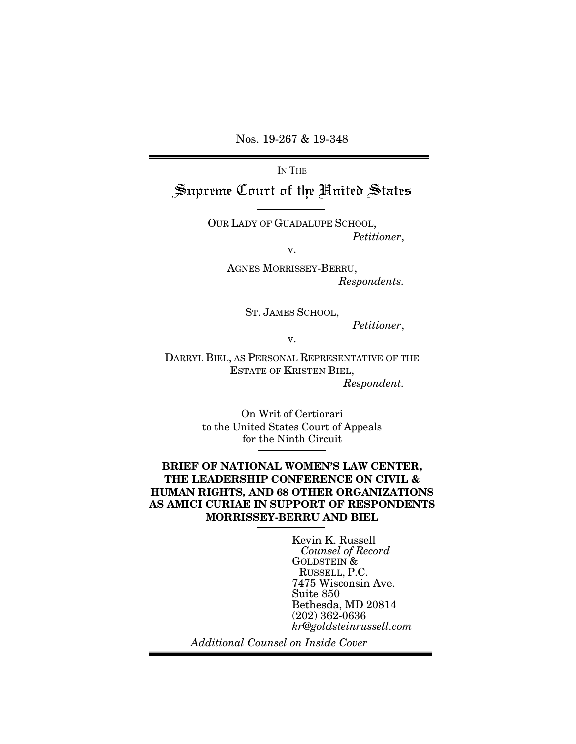Nos. 19-267 & 19-348

IN THE

# Supreme Court of the United States

OUR LADY OF GUADALUPE SCHOOL,
*Petitioner*,

v.

AGNES MORRISSEY-BERRU,
*Respondents.*

ST. JAMES SCHOOL,
*Petitioner*,

v.

DARRYL BIEL, AS PERSONAL REPRESENTATIVE OF THE ESTATE OF KRISTEN BIEL,
*Respondent.*

On Writ of Certiorari
to the United States Court of Appeals
for the Ninth Circuit

**BRIEF OF NATIONAL WOMEN'S LAW CENTER, THE LEADERSHIP CONFERENCE ON CIVIL & HUMAN RIGHTS, AND 68 OTHER ORGANIZATIONS AS AMICI CURIAE IN SUPPORT OF RESPONDENTS MORRISSEY-BERRU AND BIEL**

Kevin K. Russell
*Counsel of Record*
GOLDSTEIN &
RUSSELL, P.C.
7475 Wisconsin Ave.
Suite 850
Bethesda, MD 20814
(202) 362-0636
*kr@goldsteinrussell.com*

*Additional Counsel on Inside Cover*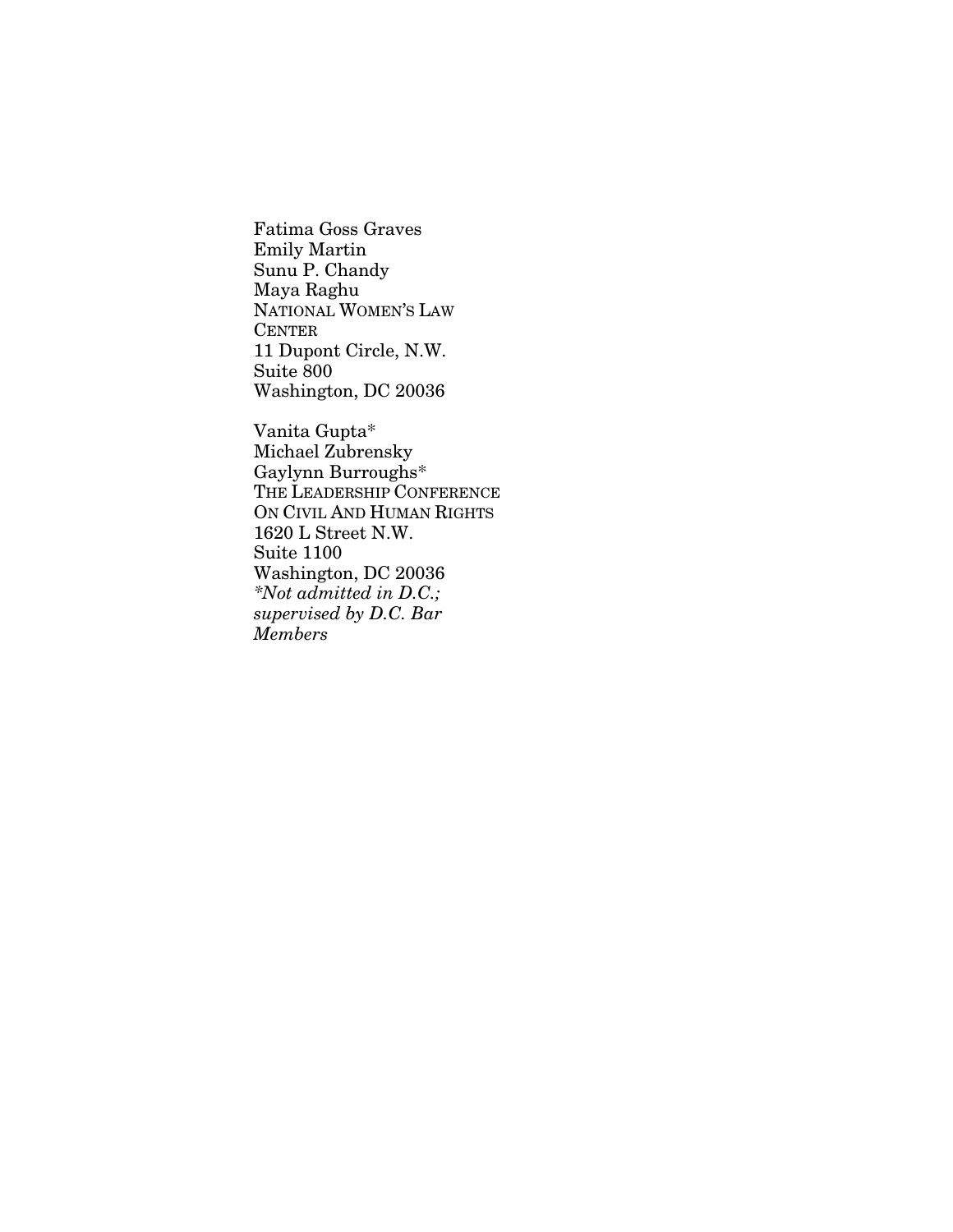Fatima Goss Graves
Emily Martin
Sunu P. Chandy
Maya Raghu
NATIONAL WOMEN'S LAW CENTER
11 Dupont Circle, N.W.
Suite 800
Washington, DC 20036

Vanita Gupta*
Michael Zubrensky
Gaylynn Burroughs*
THE LEADERSHIP CONFERENCE ON CIVIL AND HUMAN RIGHTS
1620 L Street N.W.
Suite 1100
Washington, DC 20036
*\*Not admitted in D.C.; supervised by D.C. Bar Members*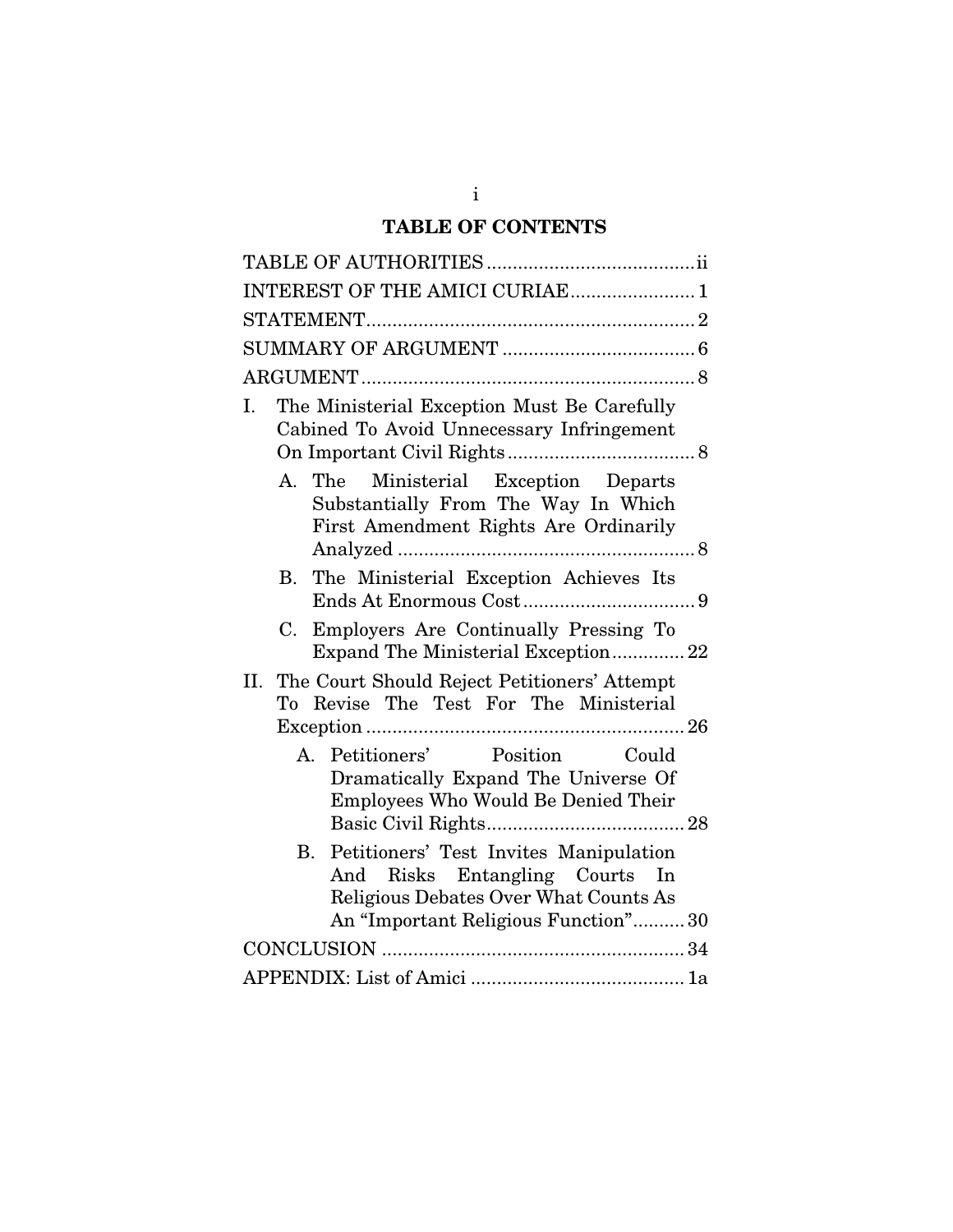# TABLE OF CONTENTS

TABLE OF AUTHORITIES ........................................ ii

INTEREST OF THE AMICI CURIAE ........................ 1

STATEMENT ............................................................... 2

SUMMARY OF ARGUMENT ..................................... 6

ARGUMENT ................................................................ 8

I. The Ministerial Exception Must Be Carefully Cabined To Avoid Unnecessary Infringement On Important Civil Rights .................................... 8

   A. The Ministerial Exception Departs Substantially From The Way In Which First Amendment Rights Are Ordinarily Analyzed .......................................................... 8

   B. The Ministerial Exception Achieves Its Ends At Enormous Cost ................................. 9

   C. Employers Are Continually Pressing To Expand The Ministerial Exception .............. 22

II. The Court Should Reject Petitioners' Attempt To Revise The Test For The Ministerial Exception ............................................................. 26

   A. Petitioners' Position Could Dramatically Expand The Universe Of Employees Who Would Be Denied Their Basic Civil Rights ...................................... 28

   B. Petitioners' Test Invites Manipulation And Risks Entangling Courts In Religious Debates Over What Counts As An "Important Religious Function" .......... 30

CONCLUSION .......................................................... 34

APPENDIX: List of Amici ......................................... 1a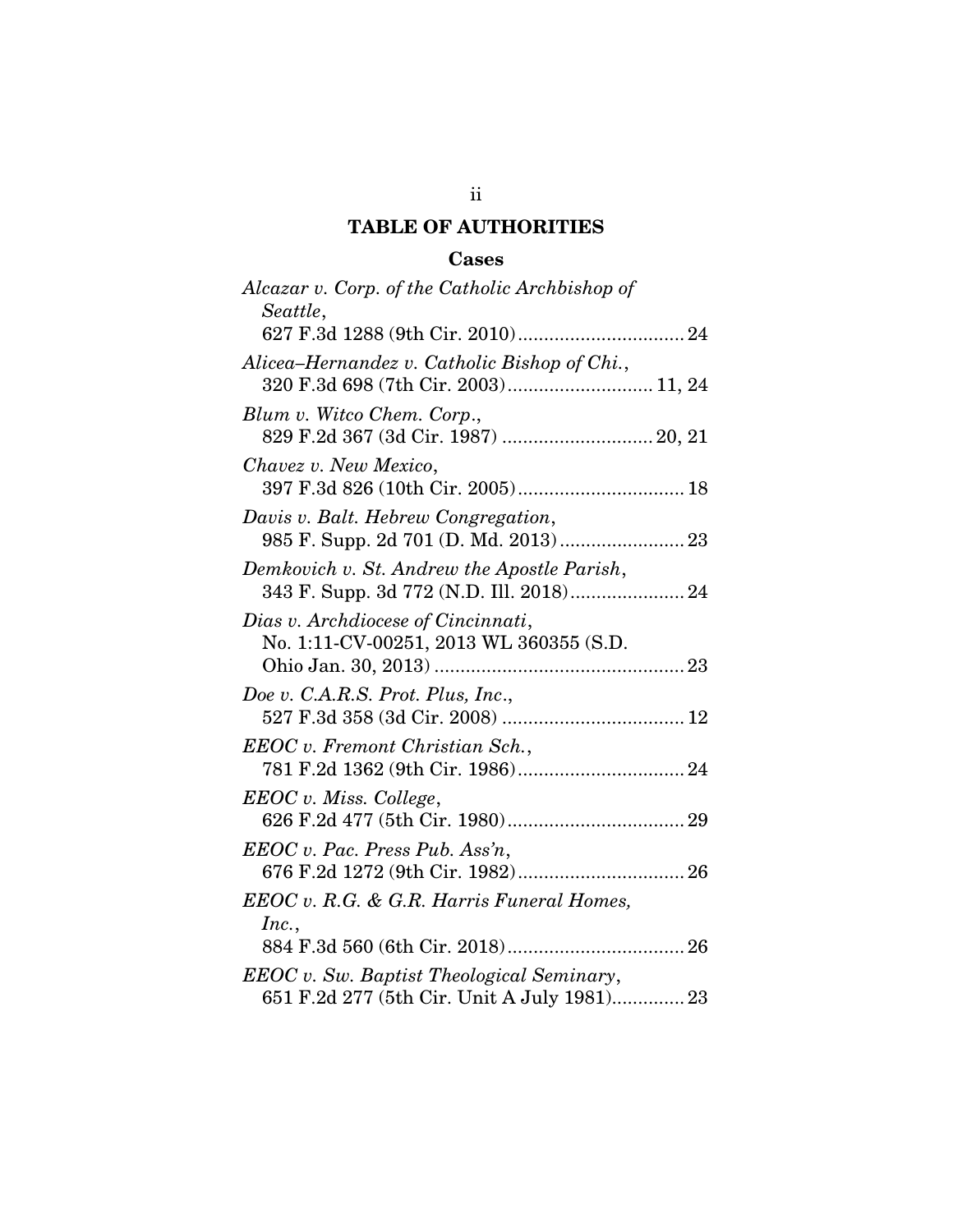## TABLE OF AUTHORITIES

### Cases

*Alcazar v. Corp. of the Catholic Archbishop of Seattle*, 627 F.3d 1288 (9th Cir. 2010) ................................ 24

*Alicea–Hernandez v. Catholic Bishop of Chi.*, 320 F.3d 698 (7th Cir. 2003) ............................ 11, 24

*Blum v. Witco Chem. Corp.*, 829 F.2d 367 (3d Cir. 1987) ............................ 20, 21

*Chavez v. New Mexico*, 397 F.3d 826 (10th Cir. 2005) ................................ 18

*Davis v. Balt. Hebrew Congregation*, 985 F. Supp. 2d 701 (D. Md. 2013) ........................ 23

*Demkovich v. St. Andrew the Apostle Parish*, 343 F. Supp. 3d 772 (N.D. Ill. 2018) ...................... 24

*Dias v. Archdiocese of Cincinnati*, No. 1:11-CV-00251, 2013 WL 360355 (S.D. Ohio Jan. 30, 2013) ................................................ 23

*Doe v. C.A.R.S. Prot. Plus, Inc.*, 527 F.3d 358 (3d Cir. 2008) .................................. 12

*EEOC v. Fremont Christian Sch.*, 781 F.2d 1362 (9th Cir. 1986) ................................ 24

*EEOC v. Miss. College*, 626 F.2d 477 (5th Cir. 1980) .................................. 29

*EEOC v. Pac. Press Pub. Ass'n*, 676 F.2d 1272 (9th Cir. 1982) ................................ 26

*EEOC v. R.G. & G.R. Harris Funeral Homes, Inc.*, 884 F.3d 560 (6th Cir. 2018) .................................. 26

*EEOC v. Sw. Baptist Theological Seminary*, 651 F.2d 277 (5th Cir. Unit A July 1981) ............. 23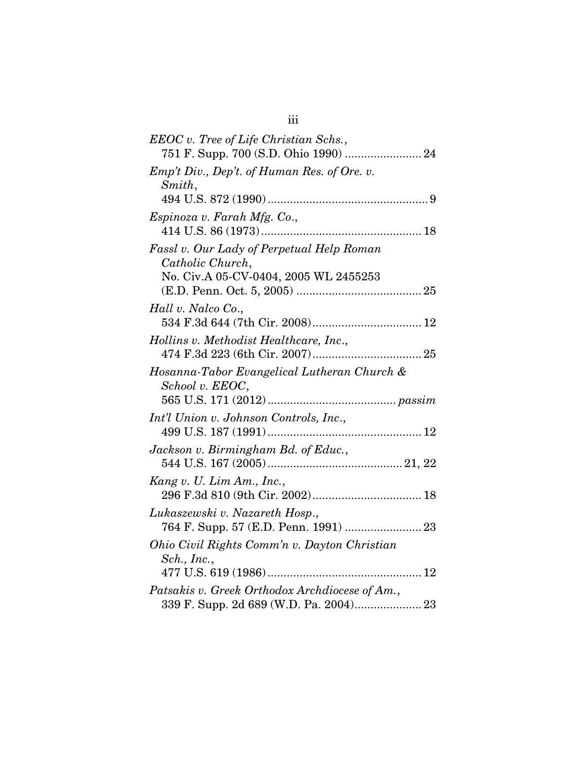*EEOC v. Tree of Life Christian Schs.*,
751 F. Supp. 700 (S.D. Ohio 1990) ........................ 24

*Emp't Div., Dep't. of Human Res. of Ore. v. Smith*,
494 U.S. 872 (1990) .................................................. 9

*Espinoza v. Farah Mfg. Co.*,
414 U.S. 86 (1973) .................................................. 18

*Fassl v. Our Lady of Perpetual Help Roman Catholic Church*,
No. Civ.A 05-CV-0404, 2005 WL 2455253
(E.D. Penn. Oct. 5, 2005) ....................................... 25

*Hall v. Nalco Co.*,
534 F.3d 644 (7th Cir. 2008) .................................. 12

*Hollins v. Methodist Healthcare, Inc.*,
474 F.3d 223 (6th Cir. 2007) .................................. 25

*Hosanna-Tabor Evangelical Lutheran Church & School v. EEOC*,
565 U.S. 171 (2012) ....................................... *passim*

*Int'l Union v. Johnson Controls, Inc.*,
499 U.S. 187 (1991) ................................................ 12

*Jackson v. Birmingham Bd. of Educ.*,
544 U.S. 167 (2005) .......................................... 21, 22

*Kang v. U. Lim Am., Inc.*,
296 F.3d 810 (9th Cir. 2002) .................................. 18

*Lukaszewski v. Nazareth Hosp.*,
764 F. Supp. 57 (E.D. Penn. 1991) ........................ 23

*Ohio Civil Rights Comm'n v. Dayton Christian Sch., Inc.*,
477 U.S. 619 (1986) ................................................ 12

*Patsakis v. Greek Orthodox Archdiocese of Am.*,
339 F. Supp. 2d 689 (W.D. Pa. 2004) ..................... 23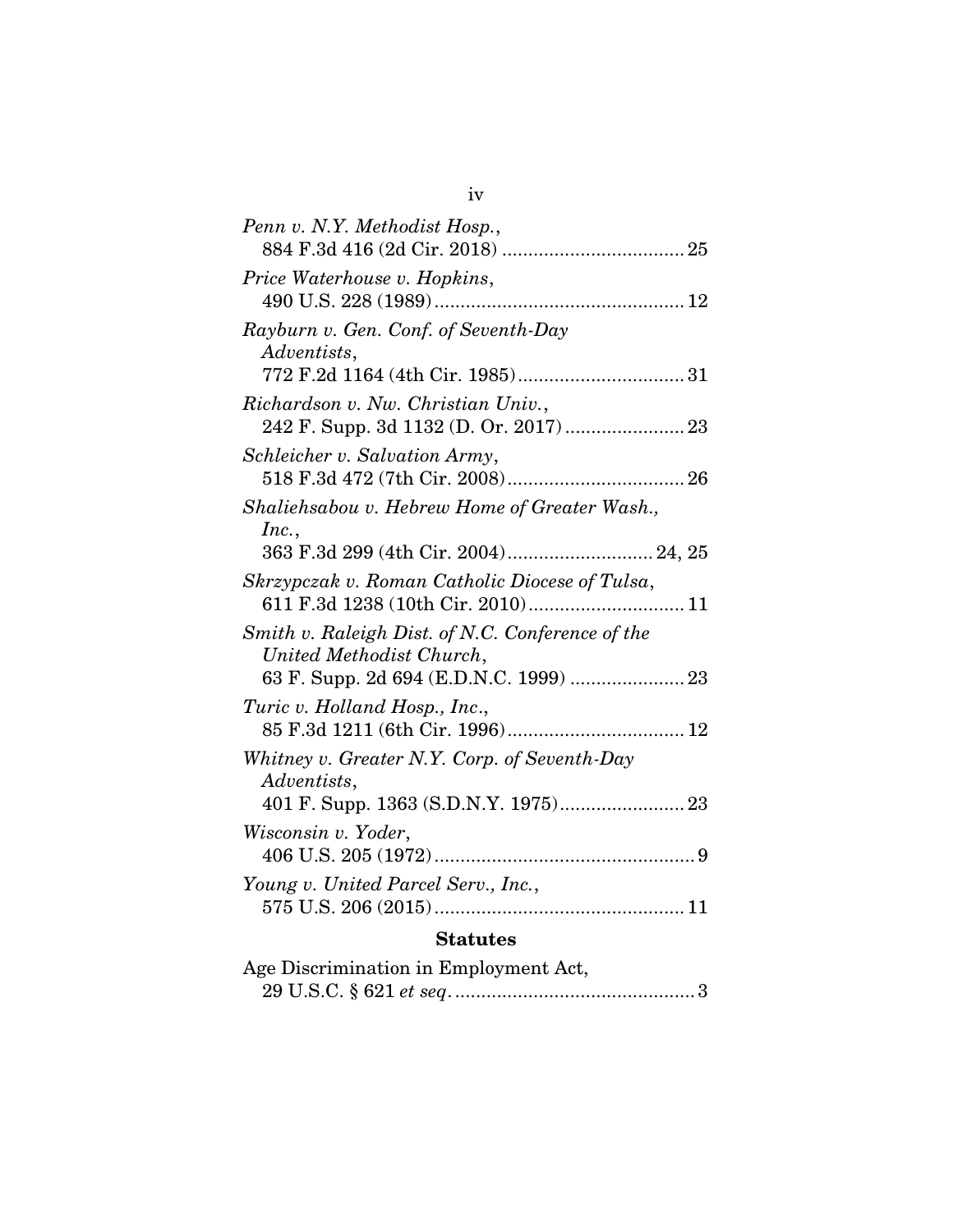*Penn v. N.Y. Methodist Hosp.*,
884 F.3d 416 (2d Cir. 2018) .................................. 25

*Price Waterhouse v. Hopkins*,
490 U.S. 228 (1989) ............................................... 12

*Rayburn v. Gen. Conf. of Seventh-Day Adventists*,
772 F.2d 1164 (4th Cir. 1985)................................ 31

*Richardson v. Nw. Christian Univ.*,
242 F. Supp. 3d 1132 (D. Or. 2017) ...................... 23

*Schleicher v. Salvation Army*,
518 F.3d 472 (7th Cir. 2008).................................. 26

*Shaliehsabou v. Hebrew Home of Greater Wash., Inc.*,
363 F.3d 299 (4th Cir. 2004)........................... 24, 25

*Skrzypczak v. Roman Catholic Diocese of Tulsa*,
611 F.3d 1238 (10th Cir. 2010).............................. 11

*Smith v. Raleigh Dist. of N.C. Conference of the United Methodist Church*,
63 F. Supp. 2d 694 (E.D.N.C. 1999) ..................... 23

*Turic v. Holland Hosp., Inc.*,
85 F.3d 1211 (6th Cir. 1996).................................. 12

*Whitney v. Greater N.Y. Corp. of Seventh-Day Adventists*,
401 F. Supp. 1363 (S.D.N.Y. 1975)........................ 23

*Wisconsin v. Yoder*,
406 U.S. 205 (1972) ................................................. 9

*Young v. United Parcel Serv., Inc.*,
575 U.S. 206 (2015) ............................................... 11

### Statutes

Age Discrimination in Employment Act,
29 U.S.C. § 621 *et seq*. ............................................. 3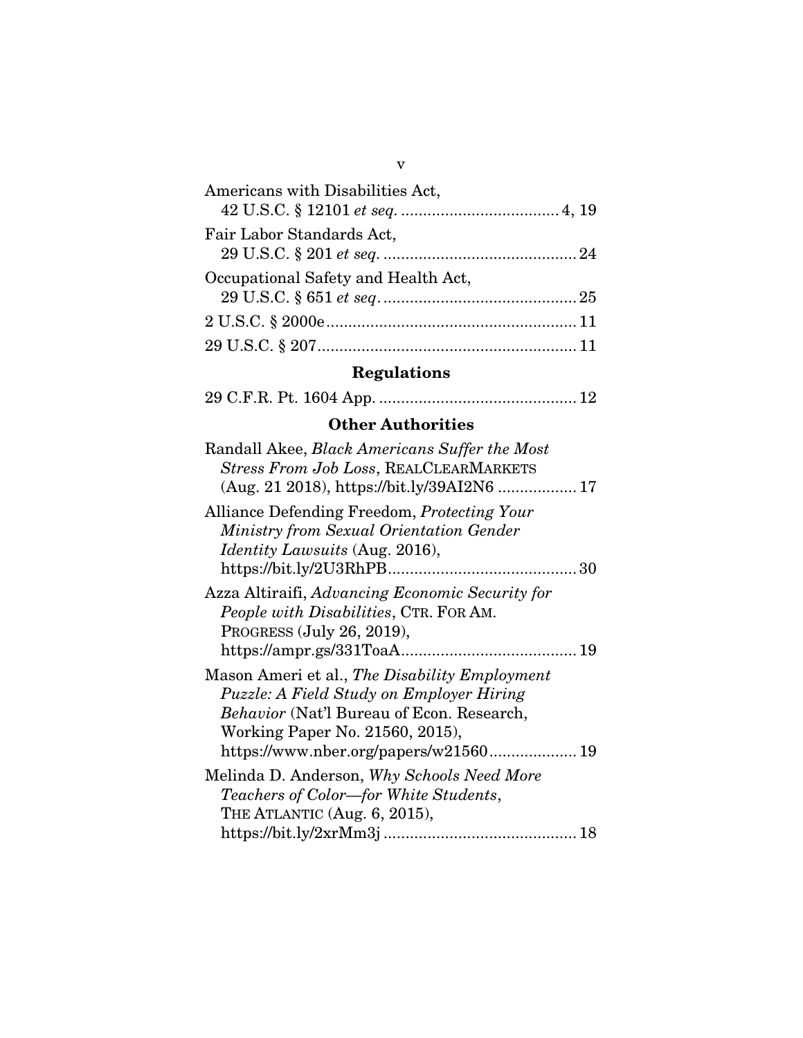Americans with Disabilities Act,
42 U.S.C. § 12101 *et seq.* .................................... 4, 19

Fair Labor Standards Act,
29 U.S.C. § 201 *et seq.* ............................................ 24

Occupational Safety and Health Act,
29 U.S.C. § 651 *et seq.* ............................................ 25

2 U.S.C. § 2000e ......................................................... 11

29 U.S.C. § 207 ........................................................... 11

## Regulations

29 C.F.R. Pt. 1604 App. ............................................ 12

## Other Authorities

Randall Akee, *Black Americans Suffer the Most Stress From Job Loss*, REALCLEARMARKETS (Aug. 21 2018), https://bit.ly/39AI2N6 .................. 17

Alliance Defending Freedom, *Protecting Your Ministry from Sexual Orientation Gender Identity Lawsuits* (Aug. 2016), https://bit.ly/2U3RhPB ........................................... 30

Azza Altiraifi, *Advancing Economic Security for People with Disabilities*, CTR. FOR AM. PROGRESS (July 26, 2019), https://ampr.gs/331ToaA ........................................ 19

Mason Ameri et al., *The Disability Employment Puzzle: A Field Study on Employer Hiring Behavior* (Nat'l Bureau of Econ. Research, Working Paper No. 21560, 2015), https://www.nber.org/papers/w21560 .................... 19

Melinda D. Anderson, *Why Schools Need More Teachers of Color—for White Students*, THE ATLANTIC (Aug. 6, 2015), https://bit.ly/2xrMm3j ............................................ 18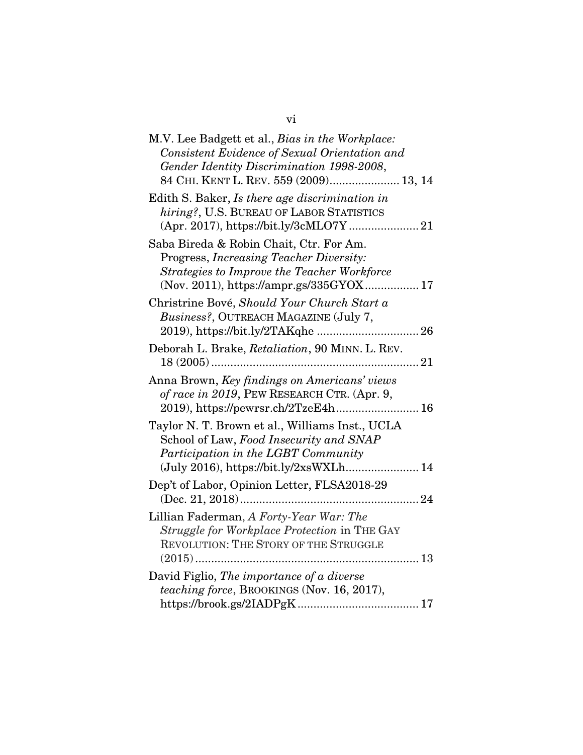M.V. Lee Badgett et al., *Bias in the Workplace: Consistent Evidence of Sexual Orientation and Gender Identity Discrimination 1998-2008*, 84 CHI. KENT L. REV. 559 (2009)...................... 13, 14

Edith S. Baker, *Is there age discrimination in hiring?*, U.S. BUREAU OF LABOR STATISTICS (Apr. 2017), https://bit.ly/3cMLO7Y ...................... 21

Saba Bireda & Robin Chait, Ctr. For Am. Progress, *Increasing Teacher Diversity: Strategies to Improve the Teacher Workforce* (Nov. 2011), https://ampr.gs/335GYOX................. 17

Christrine Bové, *Should Your Church Start a Business?*, OUTREACH MAGAZINE (July 7, 2019), https://bit.ly/2TAKqhe ................................ 26

Deborah L. Brake, *Retaliation*, 90 MINN. L. REV. 18 (2005)................................................................ 21

Anna Brown, *Key findings on Americans' views of race in 2019*, PEW RESEARCH CTR. (Apr. 9, 2019), https://pewrsr.ch/2TzeE4h.......................... 16

Taylor N. T. Brown et al., Williams Inst., UCLA School of Law, *Food Insecurity and SNAP Participation in the LGBT Community* (July 2016), https://bit.ly/2xsWXLh....................... 14

Dep't of Labor, Opinion Letter, FLSA2018-29 (Dec. 21, 2018)........................................................ 24

Lillian Faderman, *A Forty-Year War: The Struggle for Workplace Protection* in THE GAY REVOLUTION: THE STORY OF THE STRUGGLE (2015)...................................................................... 13

David Figlio, *The importance of a diverse teaching force*, BROOKINGS (Nov. 16, 2017), https://brook.gs/2IADPgK...................................... 17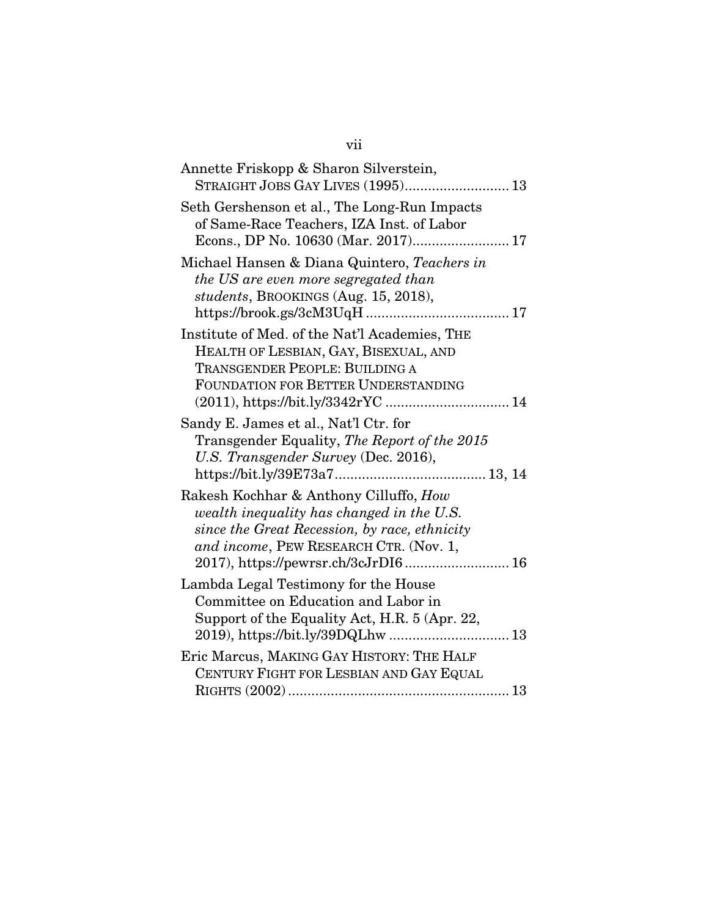Annette Friskopp & Sharon Silverstein, STRAIGHT JOBS GAY LIVES (1995)........................... 13

Seth Gershenson et al., The Long-Run Impacts of Same-Race Teachers, IZA Inst. of Labor Econs., DP No. 10630 (Mar. 2017)......................... 17

Michael Hansen & Diana Quintero, *Teachers in the US are even more segregated than students*, BROOKINGS (Aug. 15, 2018), https://brook.gs/3cM3UqH ..................................... 17

Institute of Med. of the Nat'l Academies, THE HEALTH OF LESBIAN, GAY, BISEXUAL, AND TRANSGENDER PEOPLE: BUILDING A FOUNDATION FOR BETTER UNDERSTANDING (2011), https://bit.ly/3342rYC ................................ 14

Sandy E. James et al., Nat'l Ctr. for Transgender Equality, *The Report of the 2015 U.S. Transgender Survey* (Dec. 2016), https://bit.ly/39E73a7....................................... 13, 14

Rakesh Kochhar & Anthony Cilluffo, *How wealth inequality has changed in the U.S. since the Great Recession, by race, ethnicity and income*, PEW RESEARCH CTR. (Nov. 1, 2017), https://pewrsr.ch/3cJrDI6 ........................... 16

Lambda Legal Testimony for the House Committee on Education and Labor in Support of the Equality Act, H.R. 5 (Apr. 22, 2019), https://bit.ly/39DQLhw ............................... 13

Eric Marcus, MAKING GAY HISTORY: THE HALF CENTURY FIGHT FOR LESBIAN AND GAY EQUAL RIGHTS (2002) ......................................................... 13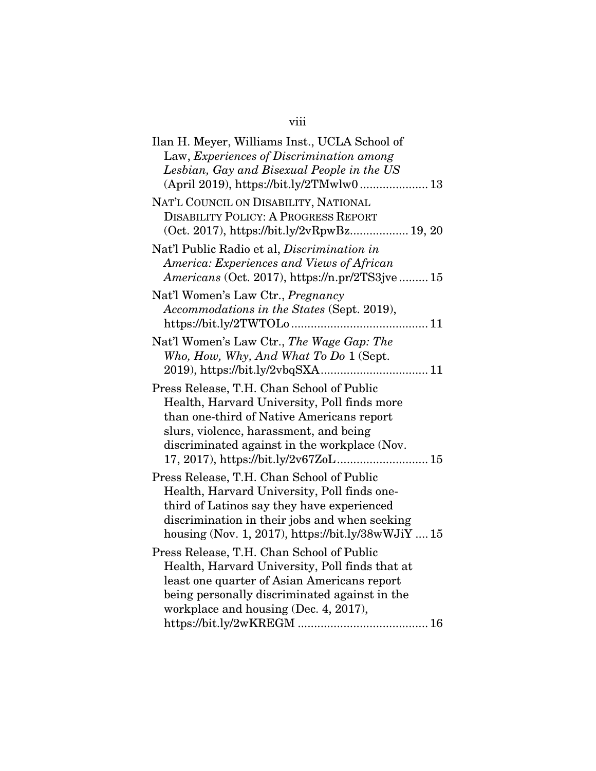Ilan H. Meyer, Williams Inst., UCLA School of Law, *Experiences of Discrimination among Lesbian, Gay and Bisexual People in the US* (April 2019), https://bit.ly/2TMwlw0 ..................... 13

NAT'L COUNCIL ON DISABILITY, NATIONAL DISABILITY POLICY: A PROGRESS REPORT (Oct. 2017), https://bit.ly/2vRpwBz.................. 19, 20

Nat'l Public Radio et al, *Discrimination in America: Experiences and Views of African Americans* (Oct. 2017), https://n.pr/2TS3jve ......... 15

Nat'l Women's Law Ctr., *Pregnancy Accommodations in the States* (Sept. 2019), https://bit.ly/2TWTOLo .......................................... 11

Nat'l Women's Law Ctr., *The Wage Gap: The Who, How, Why, And What To Do* 1 (Sept. 2019), https://bit.ly/2vbqSXA................................. 11

Press Release, T.H. Chan School of Public Health, Harvard University, Poll finds more than one-third of Native Americans report slurs, violence, harassment, and being discriminated against in the workplace (Nov. 17, 2017), https://bit.ly/2v67ZoL............................ 15

Press Release, T.H. Chan School of Public Health, Harvard University, Poll finds one-third of Latinos say they have experienced discrimination in their jobs and when seeking housing (Nov. 1, 2017), https://bit.ly/38wWJiY .... 15

Press Release, T.H. Chan School of Public Health, Harvard University, Poll finds that at least one quarter of Asian Americans report being personally discriminated against in the workplace and housing (Dec. 4, 2017), https://bit.ly/2wKREGM ........................................ 16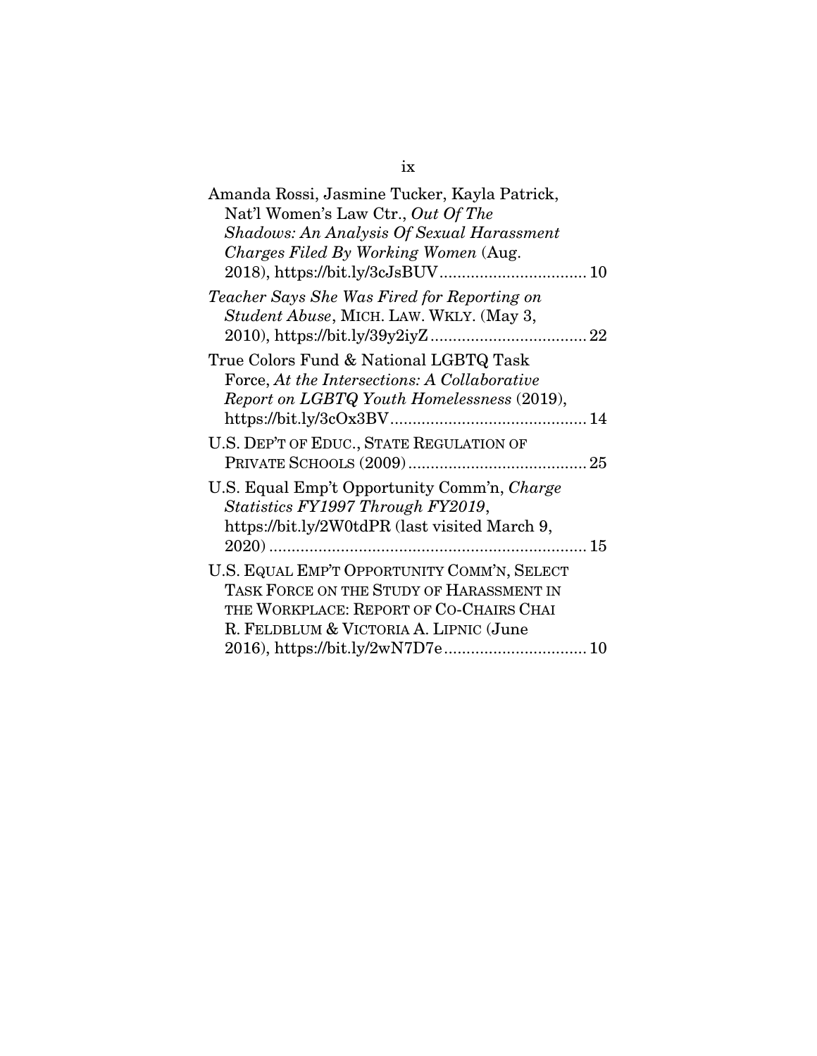Amanda Rossi, Jasmine Tucker, Kayla Patrick, Nat'l Women's Law Ctr., *Out Of The Shadows: An Analysis Of Sexual Harassment Charges Filed By Working Women* (Aug. 2018), https://bit.ly/3cJsBUV................................ 10

*Teacher Says She Was Fired for Reporting on Student Abuse*, MICH. LAW. WKLY. (May 3, 2010), https://bit.ly/39y2iyZ.................................. 22

True Colors Fund & National LGBTQ Task Force, *At the Intersections: A Collaborative Report on LGBTQ Youth Homelessness* (2019), https://bit.ly/3cOx3BV........................................... 14

U.S. DEP'T OF EDUC., STATE REGULATION OF PRIVATE SCHOOLS (2009)....................................... 25

U.S. Equal Emp't Opportunity Comm'n, *Charge Statistics FY1997 Through FY2019*, https://bit.ly/2W0tdPR (last visited March 9, 2020)....................................................................... 15

U.S. EQUAL EMP'T OPPORTUNITY COMM'N, SELECT TASK FORCE ON THE STUDY OF HARASSMENT IN THE WORKPLACE: REPORT OF CO-CHAIRS CHAI R. FELDBLUM & VICTORIA A. LIPNIC (June 2016), https://bit.ly/2wN7D7e................................ 10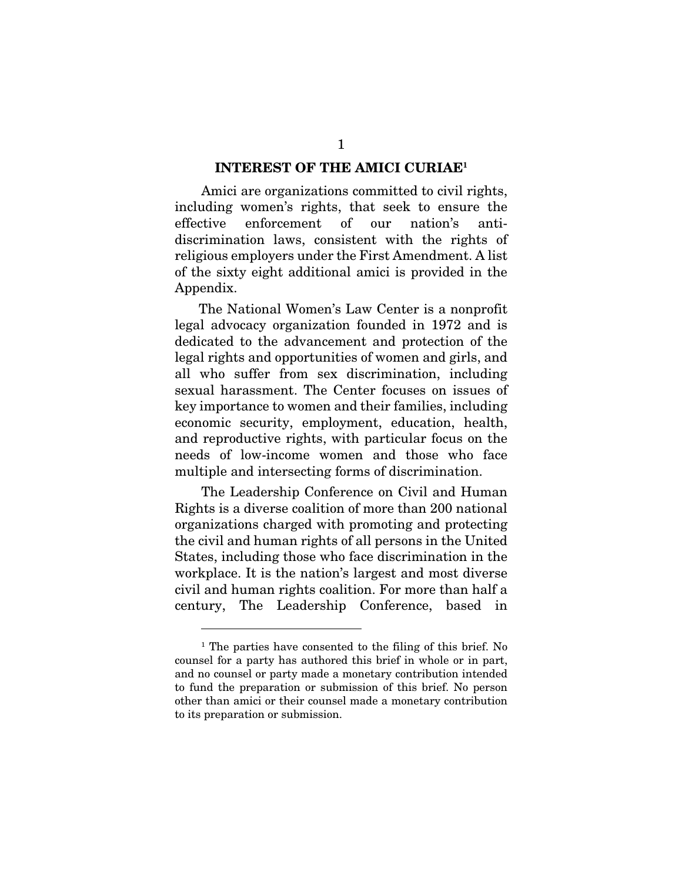## INTEREST OF THE AMICI CURIAE[1]

Amici are organizations committed to civil rights, including women's rights, that seek to ensure the effective enforcement of our nation's anti-discrimination laws, consistent with the rights of religious employers under the First Amendment. A list of the sixty eight additional amici is provided in the Appendix.

The National Women's Law Center is a nonprofit legal advocacy organization founded in 1972 and is dedicated to the advancement and protection of the legal rights and opportunities of women and girls, and all who suffer from sex discrimination, including sexual harassment. The Center focuses on issues of key importance to women and their families, including economic security, employment, education, health, and reproductive rights, with particular focus on the needs of low-income women and those who face multiple and intersecting forms of discrimination.

The Leadership Conference on Civil and Human Rights is a diverse coalition of more than 200 national organizations charged with promoting and protecting the civil and human rights of all persons in the United States, including those who face discrimination in the workplace. It is the nation's largest and most diverse civil and human rights coalition. For more than half a century, The Leadership Conference, based in

[1] The parties have consented to the filing of this brief. No counsel for a party has authored this brief in whole or in part, and no counsel or party made a monetary contribution intended to fund the preparation or submission of this brief. No person other than amici or their counsel made a monetary contribution to its preparation or submission.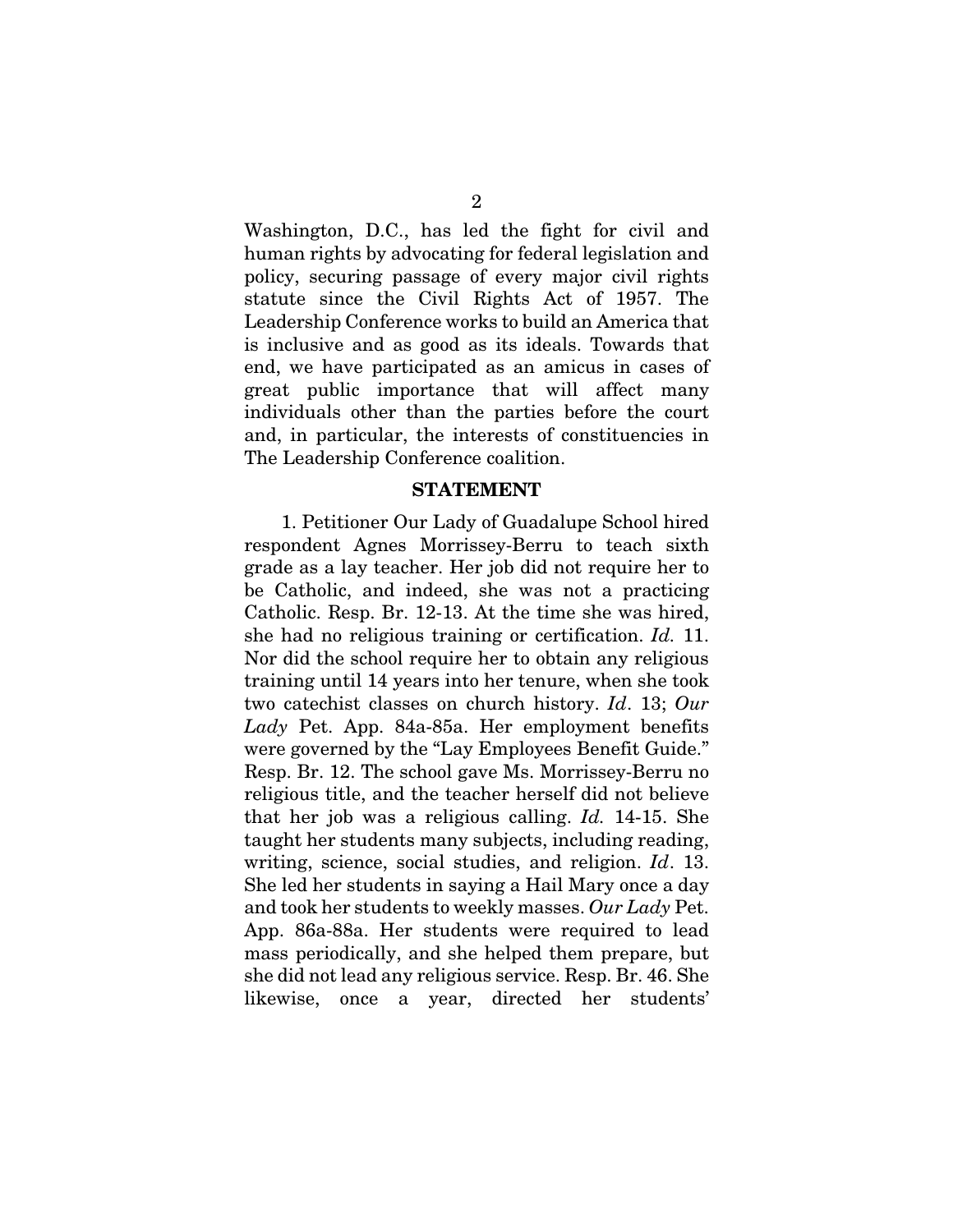Washington, D.C., has led the fight for civil and human rights by advocating for federal legislation and policy, securing passage of every major civil rights statute since the Civil Rights Act of 1957. The Leadership Conference works to build an America that is inclusive and as good as its ideals. Towards that end, we have participated as an amicus in cases of great public importance that will affect many individuals other than the parties before the court and, in particular, the interests of constituencies in The Leadership Conference coalition.

## STATEMENT

1. Petitioner Our Lady of Guadalupe School hired respondent Agnes Morrissey-Berru to teach sixth grade as a lay teacher. Her job did not require her to be Catholic, and indeed, she was not a practicing Catholic. Resp. Br. 12-13. At the time she was hired, she had no religious training or certification. *Id.* 11. Nor did the school require her to obtain any religious training until 14 years into her tenure, when she took two catechist classes on church history. *Id*. 13; *Our Lady* Pet. App. 84a-85a. Her employment benefits were governed by the "Lay Employees Benefit Guide." Resp. Br. 12. The school gave Ms. Morrissey-Berru no religious title, and the teacher herself did not believe that her job was a religious calling. *Id.* 14-15. She taught her students many subjects, including reading, writing, science, social studies, and religion. *Id*. 13. She led her students in saying a Hail Mary once a day and took her students to weekly masses. *Our Lady* Pet. App. 86a-88a. Her students were required to lead mass periodically, and she helped them prepare, but she did not lead any religious service. Resp. Br. 46. She likewise, once a year, directed her students'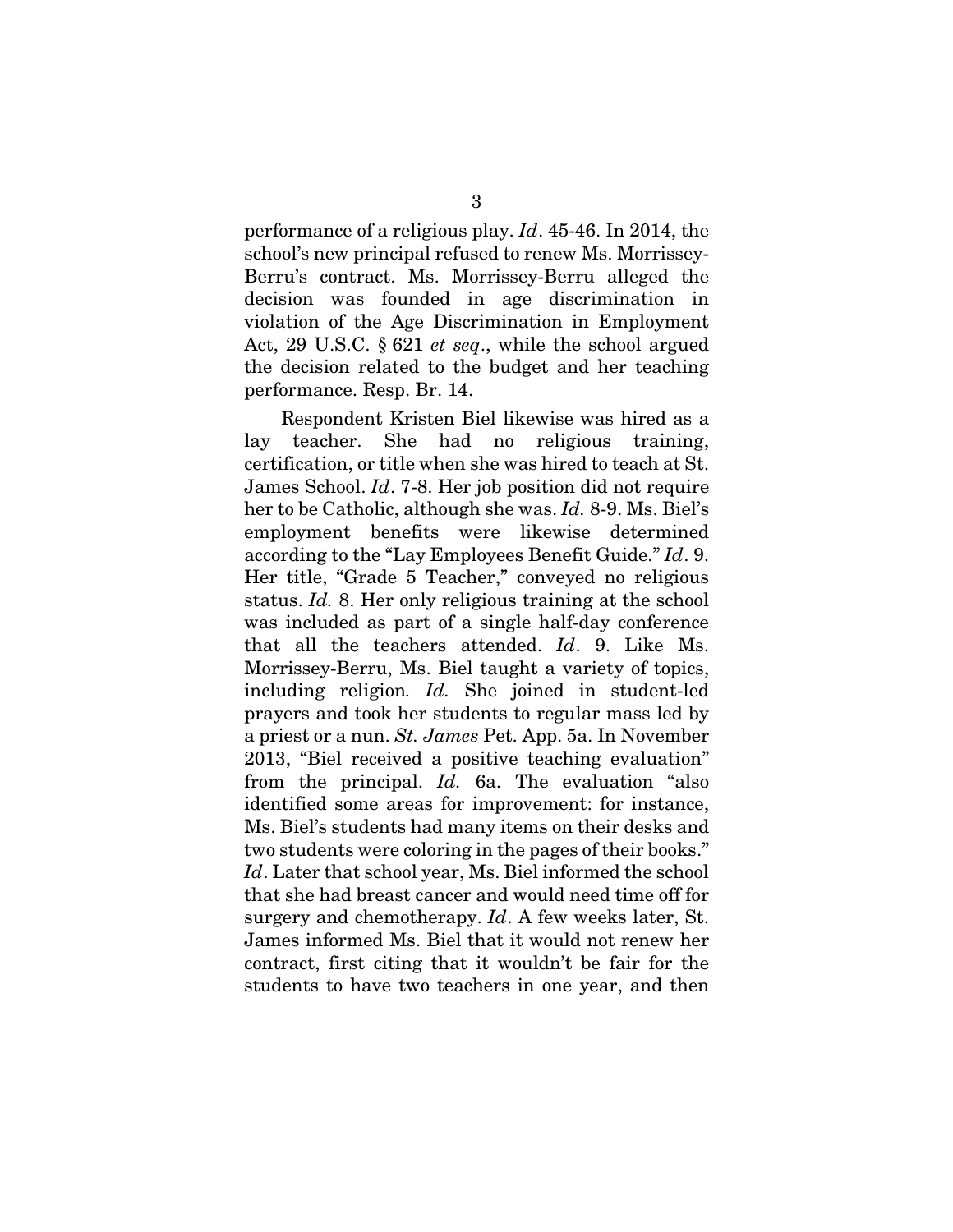performance of a religious play. *Id*. 45-46. In 2014, the school's new principal refused to renew Ms. Morrissey-Berru's contract. Ms. Morrissey-Berru alleged the decision was founded in age discrimination in violation of the Age Discrimination in Employment Act, 29 U.S.C. § 621 *et seq*., while the school argued the decision related to the budget and her teaching performance. Resp. Br. 14.

Respondent Kristen Biel likewise was hired as a lay teacher. She had no religious training, certification, or title when she was hired to teach at St. James School. *Id*. 7-8. Her job position did not require her to be Catholic, although she was. *Id.* 8-9. Ms. Biel's employment benefits were likewise determined according to the "Lay Employees Benefit Guide." *Id*. 9. Her title, "Grade 5 Teacher," conveyed no religious status. *Id.* 8. Her only religious training at the school was included as part of a single half-day conference that all the teachers attended. *Id*. 9. Like Ms. Morrissey-Berru, Ms. Biel taught a variety of topics, including religion*. Id.* She joined in student-led prayers and took her students to regular mass led by a priest or a nun. *St. James* Pet. App. 5a. In November 2013, "Biel received a positive teaching evaluation" from the principal. *Id.* 6a. The evaluation "also identified some areas for improvement: for instance, Ms. Biel's students had many items on their desks and two students were coloring in the pages of their books." *Id*. Later that school year, Ms. Biel informed the school that she had breast cancer and would need time off for surgery and chemotherapy. *Id*. A few weeks later, St. James informed Ms. Biel that it would not renew her contract, first citing that it wouldn't be fair for the students to have two teachers in one year, and then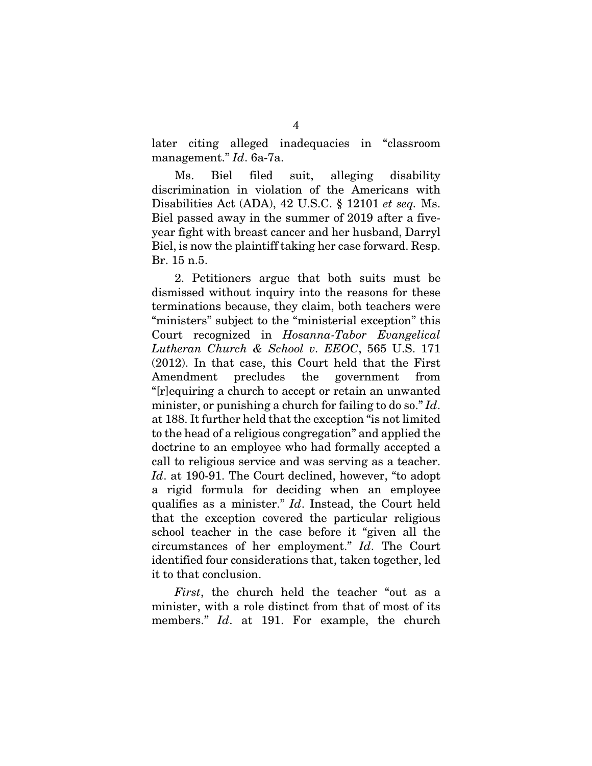later citing alleged inadequacies in "classroom management." *Id*. 6a-7a.

Ms. Biel filed suit, alleging disability discrimination in violation of the Americans with Disabilities Act (ADA), 42 U.S.C. § 12101 *et seq.* Ms. Biel passed away in the summer of 2019 after a five-year fight with breast cancer and her husband, Darryl Biel, is now the plaintiff taking her case forward. Resp. Br. 15 n.5.

2. Petitioners argue that both suits must be dismissed without inquiry into the reasons for these terminations because, they claim, both teachers were "ministers" subject to the "ministerial exception" this Court recognized in *Hosanna-Tabor Evangelical Lutheran Church & School v. EEOC*, 565 U.S. 171 (2012). In that case, this Court held that the First Amendment precludes the government from "[r]equiring a church to accept or retain an unwanted minister, or punishing a church for failing to do so." *Id*. at 188. It further held that the exception "is not limited to the head of a religious congregation" and applied the doctrine to an employee who had formally accepted a call to religious service and was serving as a teacher. *Id*. at 190-91. The Court declined, however, "to adopt a rigid formula for deciding when an employee qualifies as a minister." *Id*. Instead, the Court held that the exception covered the particular religious school teacher in the case before it "given all the circumstances of her employment." *Id*. The Court identified four considerations that, taken together, led it to that conclusion.

*First*, the church held the teacher "out as a minister, with a role distinct from that of most of its members." *Id*. at 191. For example, the church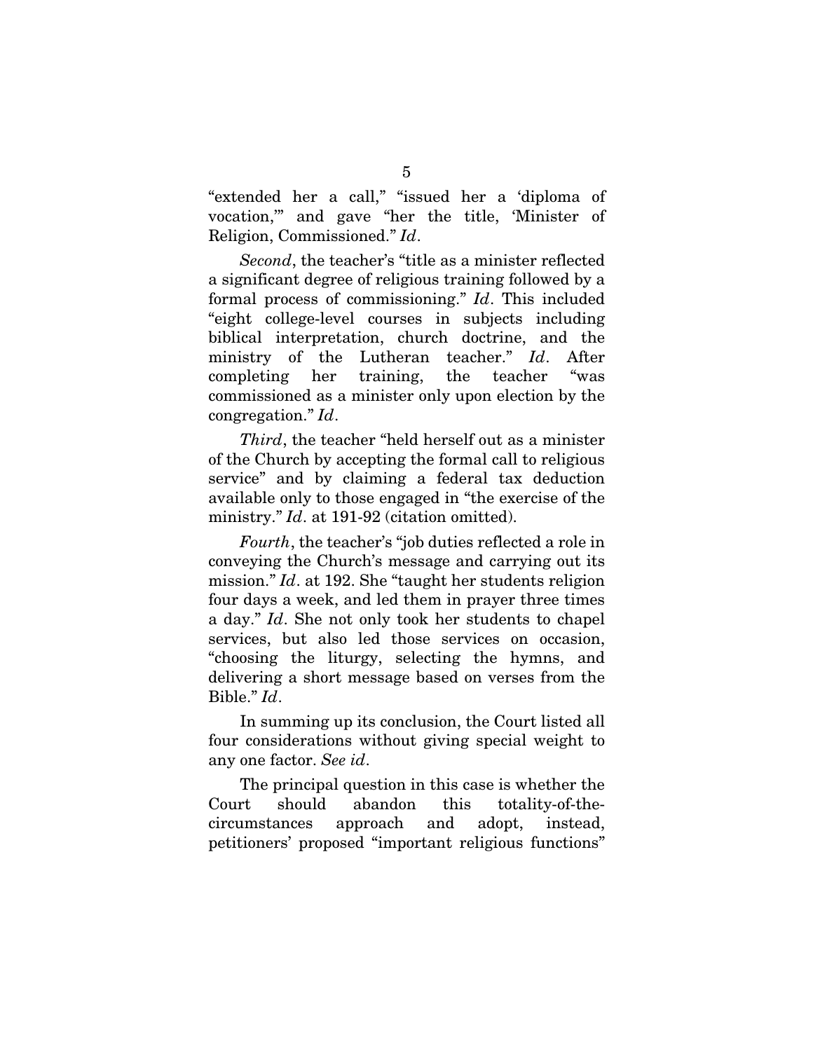"extended her a call," "issued her a 'diploma of vocation,'" and gave "her the title, 'Minister of Religion, Commissioned." *Id*.

*Second*, the teacher's "title as a minister reflected a significant degree of religious training followed by a formal process of commissioning." *Id*. This included "eight college-level courses in subjects including biblical interpretation, church doctrine, and the ministry of the Lutheran teacher." *Id*. After completing her training, the teacher "was commissioned as a minister only upon election by the congregation." *Id*.

*Third*, the teacher "held herself out as a minister of the Church by accepting the formal call to religious service" and by claiming a federal tax deduction available only to those engaged in "the exercise of the ministry." *Id*. at 191-92 (citation omitted).

*Fourth*, the teacher's "job duties reflected a role in conveying the Church's message and carrying out its mission." *Id*. at 192. She "taught her students religion four days a week, and led them in prayer three times a day." *Id*. She not only took her students to chapel services, but also led those services on occasion, "choosing the liturgy, selecting the hymns, and delivering a short message based on verses from the Bible." *Id*.

In summing up its conclusion, the Court listed all four considerations without giving special weight to any one factor. *See id*.

The principal question in this case is whether the Court should abandon this totality-of-the-circumstances approach and adopt, instead, petitioners' proposed "important religious functions"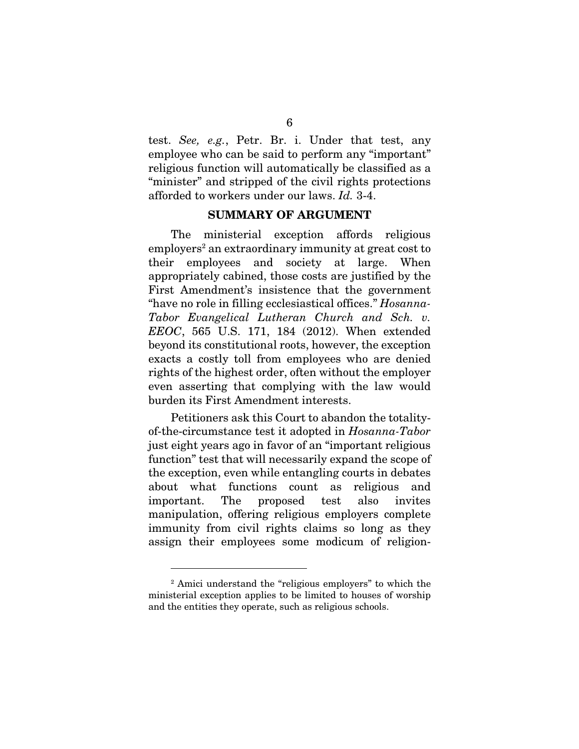test. *See, e.g.*, Petr. Br. i. Under that test, any employee who can be said to perform any "important" religious function will automatically be classified as a "minister" and stripped of the civil rights protections afforded to workers under our laws. *Id.* 3-4.

## SUMMARY OF ARGUMENT

The ministerial exception affords religious employers[2] an extraordinary immunity at great cost to their employees and society at large. When appropriately cabined, those costs are justified by the First Amendment's insistence that the government "have no role in filling ecclesiastical offices." *Hosanna-Tabor Evangelical Lutheran Church and Sch. v. EEOC*, 565 U.S. 171, 184 (2012). When extended beyond its constitutional roots, however, the exception exacts a costly toll from employees who are denied rights of the highest order, often without the employer even asserting that complying with the law would burden its First Amendment interests.

Petitioners ask this Court to abandon the totality-of-the-circumstance test it adopted in *Hosanna-Tabor* just eight years ago in favor of an "important religious function" test that will necessarily expand the scope of the exception, even while entangling courts in debates about what functions count as religious and important. The proposed test also invites manipulation, offering religious employers complete immunity from civil rights claims so long as they assign their employees some modicum of religion-

[2] Amici understand the "religious employers" to which the ministerial exception applies to be limited to houses of worship and the entities they operate, such as religious schools.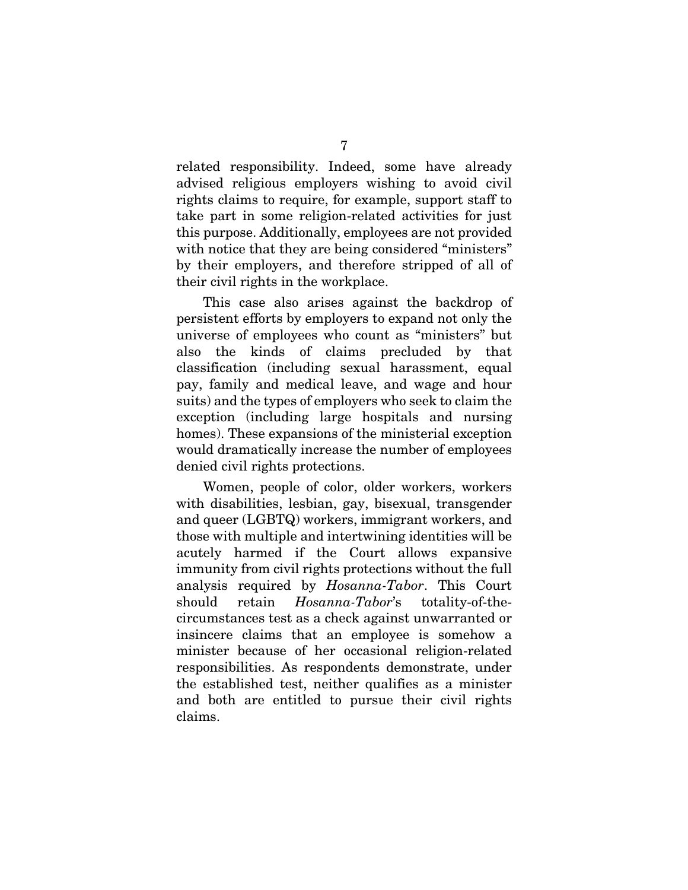related responsibility. Indeed, some have already advised religious employers wishing to avoid civil rights claims to require, for example, support staff to take part in some religion-related activities for just this purpose. Additionally, employees are not provided with notice that they are being considered "ministers" by their employers, and therefore stripped of all of their civil rights in the workplace.

This case also arises against the backdrop of persistent efforts by employers to expand not only the universe of employees who count as "ministers" but also the kinds of claims precluded by that classification (including sexual harassment, equal pay, family and medical leave, and wage and hour suits) and the types of employers who seek to claim the exception (including large hospitals and nursing homes). These expansions of the ministerial exception would dramatically increase the number of employees denied civil rights protections.

Women, people of color, older workers, workers with disabilities, lesbian, gay, bisexual, transgender and queer (LGBTQ) workers, immigrant workers, and those with multiple and intertwining identities will be acutely harmed if the Court allows expansive immunity from civil rights protections without the full analysis required by *Hosanna-Tabor*. This Court should retain *Hosanna-Tabor*'s totality-of-the-circumstances test as a check against unwarranted or insincere claims that an employee is somehow a minister because of her occasional religion-related responsibilities. As respondents demonstrate, under the established test, neither qualifies as a minister and both are entitled to pursue their civil rights claims.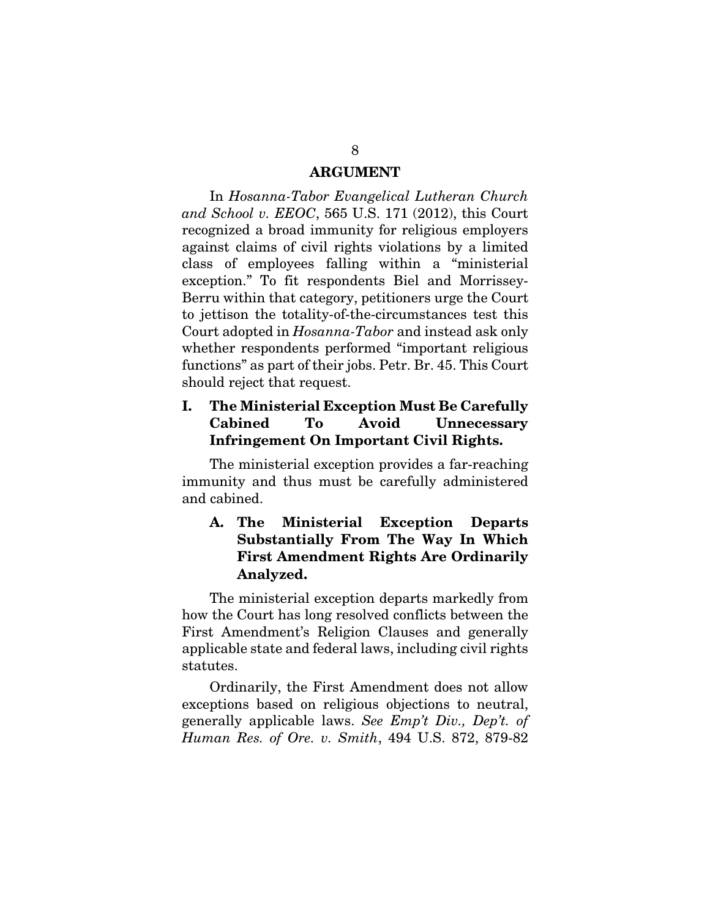## ARGUMENT

In *Hosanna-Tabor Evangelical Lutheran Church and School v. EEOC*, 565 U.S. 171 (2012), this Court recognized a broad immunity for religious employers against claims of civil rights violations by a limited class of employees falling within a "ministerial exception." To fit respondents Biel and Morrissey-Berru within that category, petitioners urge the Court to jettison the totality-of-the-circumstances test this Court adopted in *Hosanna-Tabor* and instead ask only whether respondents performed "important religious functions" as part of their jobs. Petr. Br. 45. This Court should reject that request.

### I. The Ministerial Exception Must Be Carefully Cabined To Avoid Unnecessary Infringement On Important Civil Rights.

The ministerial exception provides a far-reaching immunity and thus must be carefully administered and cabined.

#### A. The Ministerial Exception Departs Substantially From The Way In Which First Amendment Rights Are Ordinarily Analyzed.

The ministerial exception departs markedly from how the Court has long resolved conflicts between the First Amendment's Religion Clauses and generally applicable state and federal laws, including civil rights statutes.

Ordinarily, the First Amendment does not allow exceptions based on religious objections to neutral, generally applicable laws. *See Emp't Div., Dep't. of Human Res. of Ore. v. Smith*, 494 U.S. 872, 879-82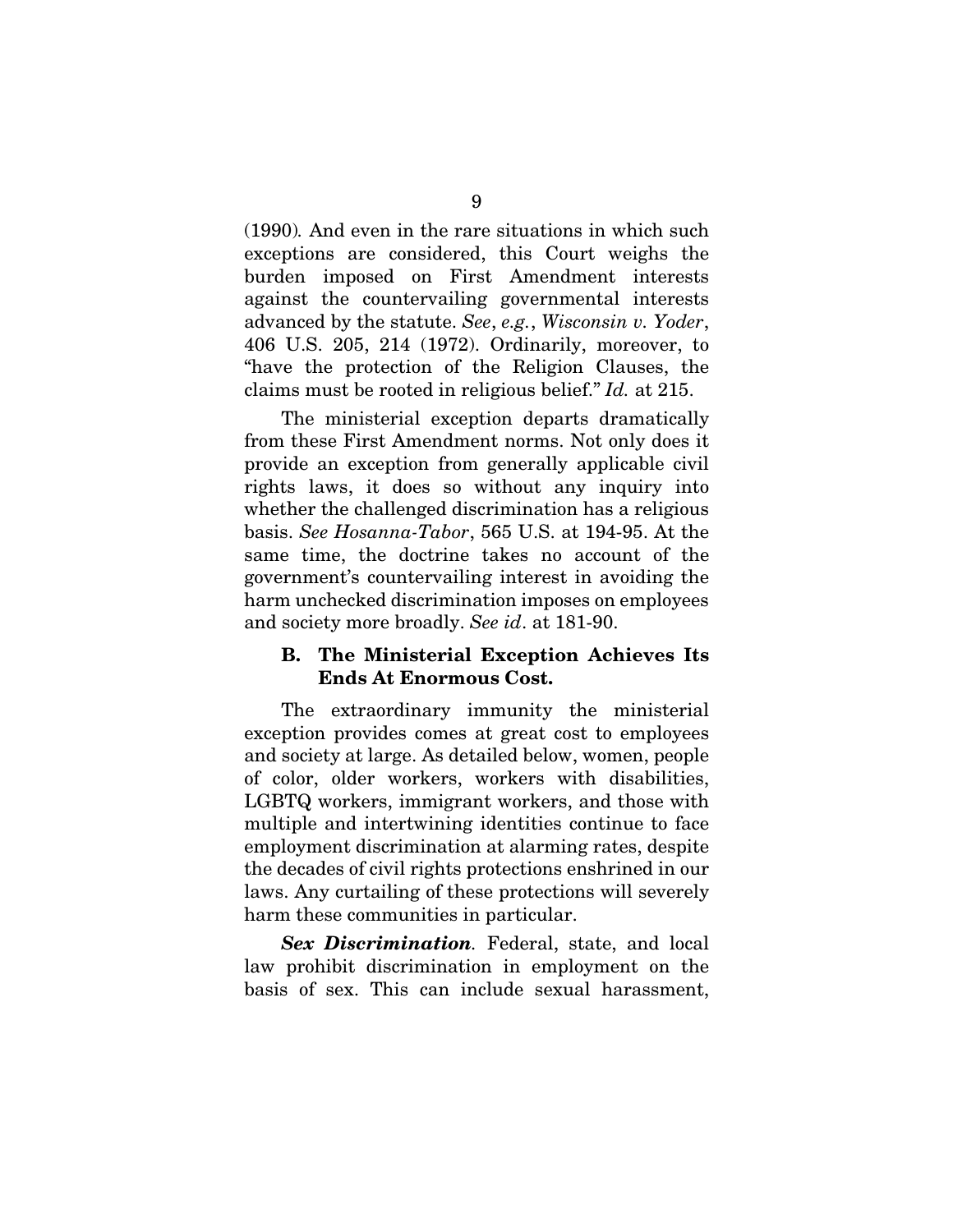(1990). And even in the rare situations in which such exceptions are considered, this Court weighs the burden imposed on First Amendment interests against the countervailing governmental interests advanced by the statute. *See*, *e.g.*, *Wisconsin v. Yoder*, 406 U.S. 205, 214 (1972). Ordinarily, moreover, to "have the protection of the Religion Clauses, the claims must be rooted in religious belief." *Id.* at 215.

The ministerial exception departs dramatically from these First Amendment norms. Not only does it provide an exception from generally applicable civil rights laws, it does so without any inquiry into whether the challenged discrimination has a religious basis. *See Hosanna-Tabor*, 565 U.S. at 194-95. At the same time, the doctrine takes no account of the government's countervailing interest in avoiding the harm unchecked discrimination imposes on employees and society more broadly. *See id*. at 181-90.

### B. The Ministerial Exception Achieves Its Ends At Enormous Cost.

The extraordinary immunity the ministerial exception provides comes at great cost to employees and society at large. As detailed below, women, people of color, older workers, workers with disabilities, LGBTQ workers, immigrant workers, and those with multiple and intertwining identities continue to face employment discrimination at alarming rates, despite the decades of civil rights protections enshrined in our laws. Any curtailing of these protections will severely harm these communities in particular.

***Sex Discrimination***. Federal, state, and local law prohibit discrimination in employment on the basis of sex. This can include sexual harassment,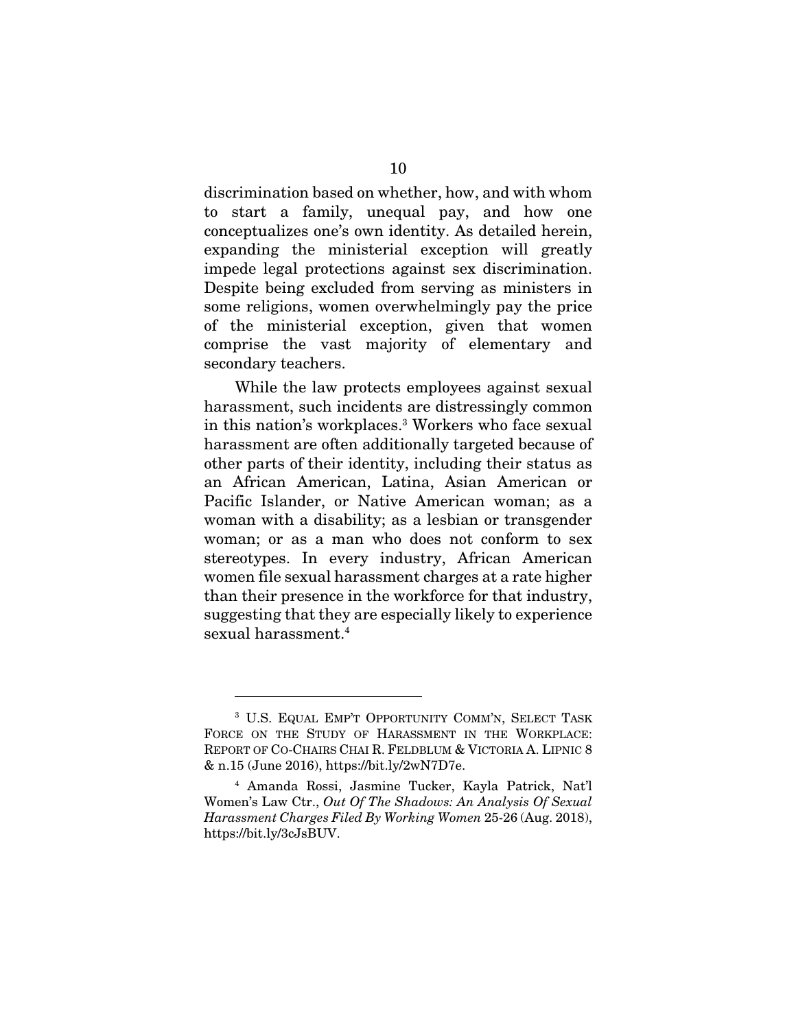discrimination based on whether, how, and with whom to start a family, unequal pay, and how one conceptualizes one's own identity. As detailed herein, expanding the ministerial exception will greatly impede legal protections against sex discrimination. Despite being excluded from serving as ministers in some religions, women overwhelmingly pay the price of the ministerial exception, given that women comprise the vast majority of elementary and secondary teachers.

While the law protects employees against sexual harassment, such incidents are distressingly common in this nation's workplaces.[3] Workers who face sexual harassment are often additionally targeted because of other parts of their identity, including their status as an African American, Latina, Asian American or Pacific Islander, or Native American woman; as a woman with a disability; as a lesbian or transgender woman; or as a man who does not conform to sex stereotypes. In every industry, African American women file sexual harassment charges at a rate higher than their presence in the workforce for that industry, suggesting that they are especially likely to experience sexual harassment.[4]

---

[3] U.S. EQUAL EMP'T OPPORTUNITY COMM'N, SELECT TASK FORCE ON THE STUDY OF HARASSMENT IN THE WORKPLACE: REPORT OF CO-CHAIRS CHAI R. FELDBLUM & VICTORIA A. LIPNIC 8 & n.15 (June 2016), https://bit.ly/2wN7D7e.

[4] Amanda Rossi, Jasmine Tucker, Kayla Patrick, Nat'l Women's Law Ctr., *Out Of The Shadows: An Analysis Of Sexual Harassment Charges Filed By Working Women* 25-26 (Aug. 2018), https://bit.ly/3cJsBUV.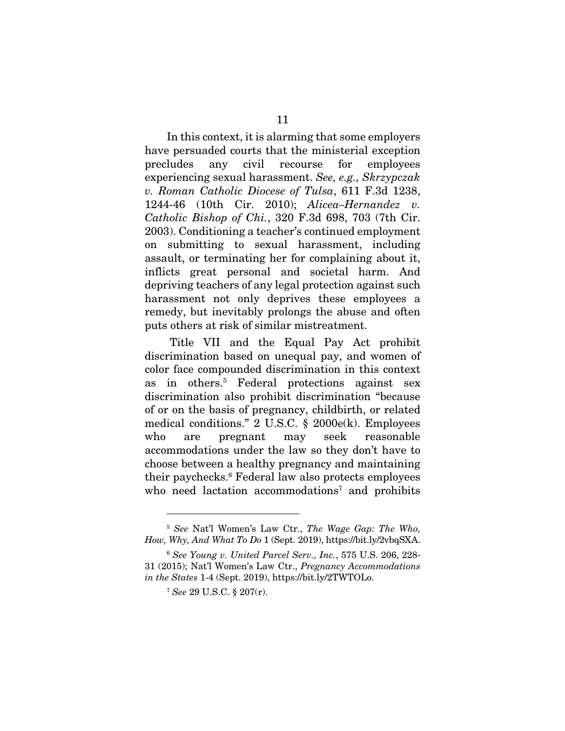In this context, it is alarming that some employers have persuaded courts that the ministerial exception precludes any civil recourse for employees experiencing sexual harassment. *See, e.g., Skrzypczak v. Roman Catholic Diocese of Tulsa*, 611 F.3d 1238, 1244-46 (10th Cir. 2010); *Alicea–Hernandez v. Catholic Bishop of Chi.*, 320 F.3d 698, 703 (7th Cir. 2003). Conditioning a teacher's continued employment on submitting to sexual harassment, including assault, or terminating her for complaining about it, inflicts great personal and societal harm. And depriving teachers of any legal protection against such harassment not only deprives these employees a remedy, but inevitably prolongs the abuse and often puts others at risk of similar mistreatment.

Title VII and the Equal Pay Act prohibit discrimination based on unequal pay, and women of color face compounded discrimination in this context as in others.[5] Federal protections against sex discrimination also prohibit discrimination "because of or on the basis of pregnancy, childbirth, or related medical conditions." 2 U.S.C. § 2000e(k). Employees who are pregnant may seek reasonable accommodations under the law so they don't have to choose between a healthy pregnancy and maintaining their paychecks.[6] Federal law also protects employees who need lactation accommodations[7] and prohibits

---

[5] *See* Nat'l Women's Law Ctr., *The Wage Gap: The Who, How, Why, And What To Do* 1 (Sept. 2019), https://bit.ly/2vbqSXA.

[6] *See Young v. United Parcel Serv., Inc.*, 575 U.S. 206, 228-31 (2015); Nat'l Women's Law Ctr., *Pregnancy Accommodations in the States* 1-4 (Sept. 2019), https://bit.ly/2TWTOLo.

[7] *See* 29 U.S.C. § 207(r).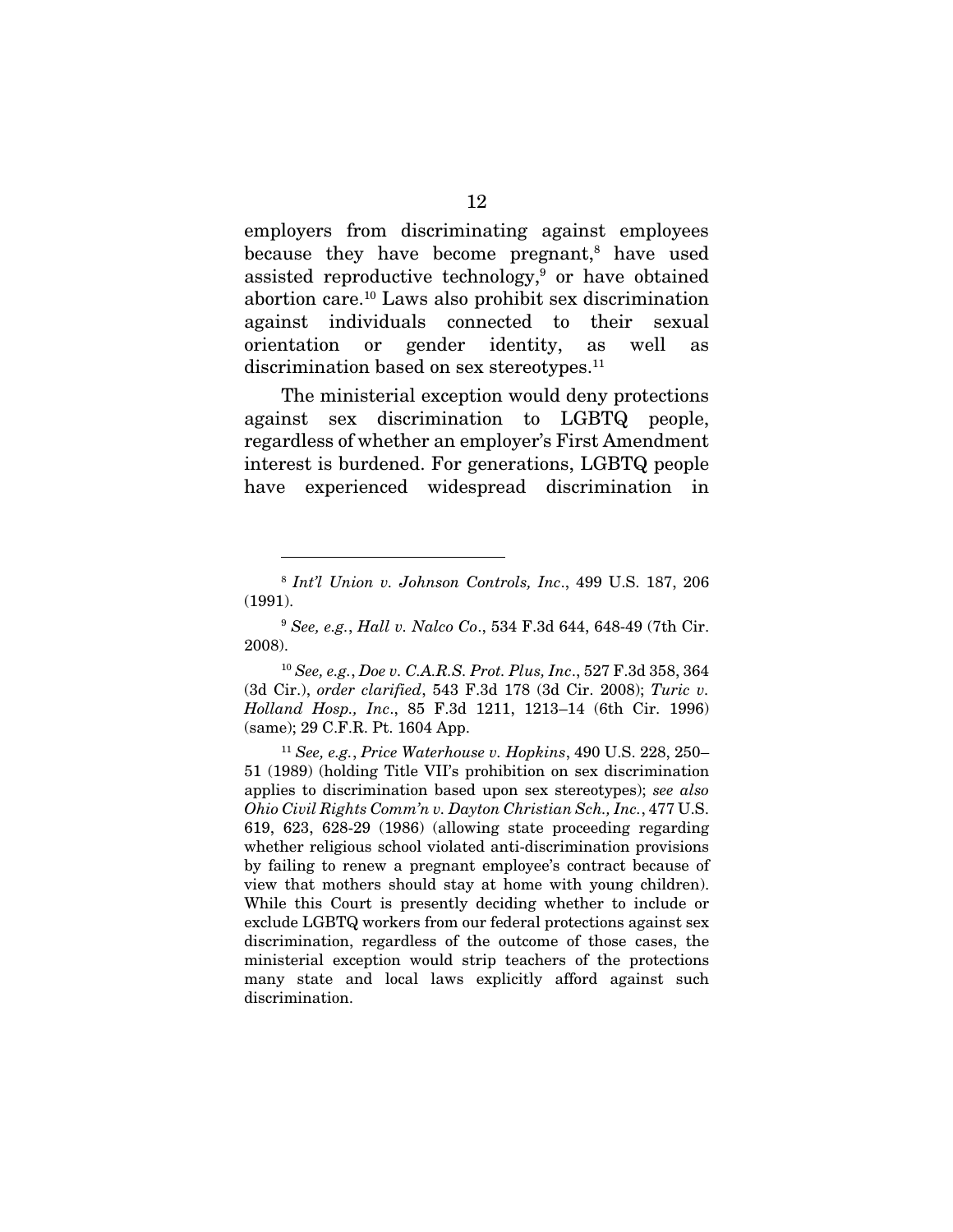employers from discriminating against employees because they have become pregnant,[8] have used assisted reproductive technology,[9] or have obtained abortion care.[10] Laws also prohibit sex discrimination against individuals connected to their sexual orientation or gender identity, as well as discrimination based on sex stereotypes.[11]

The ministerial exception would deny protections against sex discrimination to LGBTQ people, regardless of whether an employer's First Amendment interest is burdened. For generations, LGBTQ people have experienced widespread discrimination in

---

[8] *Int'l Union v. Johnson Controls, Inc*., 499 U.S. 187, 206 (1991).

[9] *See, e.g.*, *Hall v. Nalco Co*., 534 F.3d 644, 648-49 (7th Cir. 2008).

[10] *See, e.g.*, *Doe v. C.A.R.S. Prot. Plus, Inc*., 527 F.3d 358, 364 (3d Cir.), *order clarified*, 543 F.3d 178 (3d Cir. 2008); *Turic v. Holland Hosp., Inc*., 85 F.3d 1211, 1213–14 (6th Cir. 1996) (same); 29 C.F.R. Pt. 1604 App.

[11] *See, e.g.*, *Price Waterhouse v. Hopkins*, 490 U.S. 228, 250–51 (1989) (holding Title VII's prohibition on sex discrimination applies to discrimination based upon sex stereotypes); *see also Ohio Civil Rights Comm'n v. Dayton Christian Sch., Inc.*, 477 U.S. 619, 623, 628-29 (1986) (allowing state proceeding regarding whether religious school violated anti-discrimination provisions by failing to renew a pregnant employee's contract because of view that mothers should stay at home with young children). While this Court is presently deciding whether to include or exclude LGBTQ workers from our federal protections against sex discrimination, regardless of the outcome of those cases, the ministerial exception would strip teachers of the protections many state and local laws explicitly afford against such discrimination.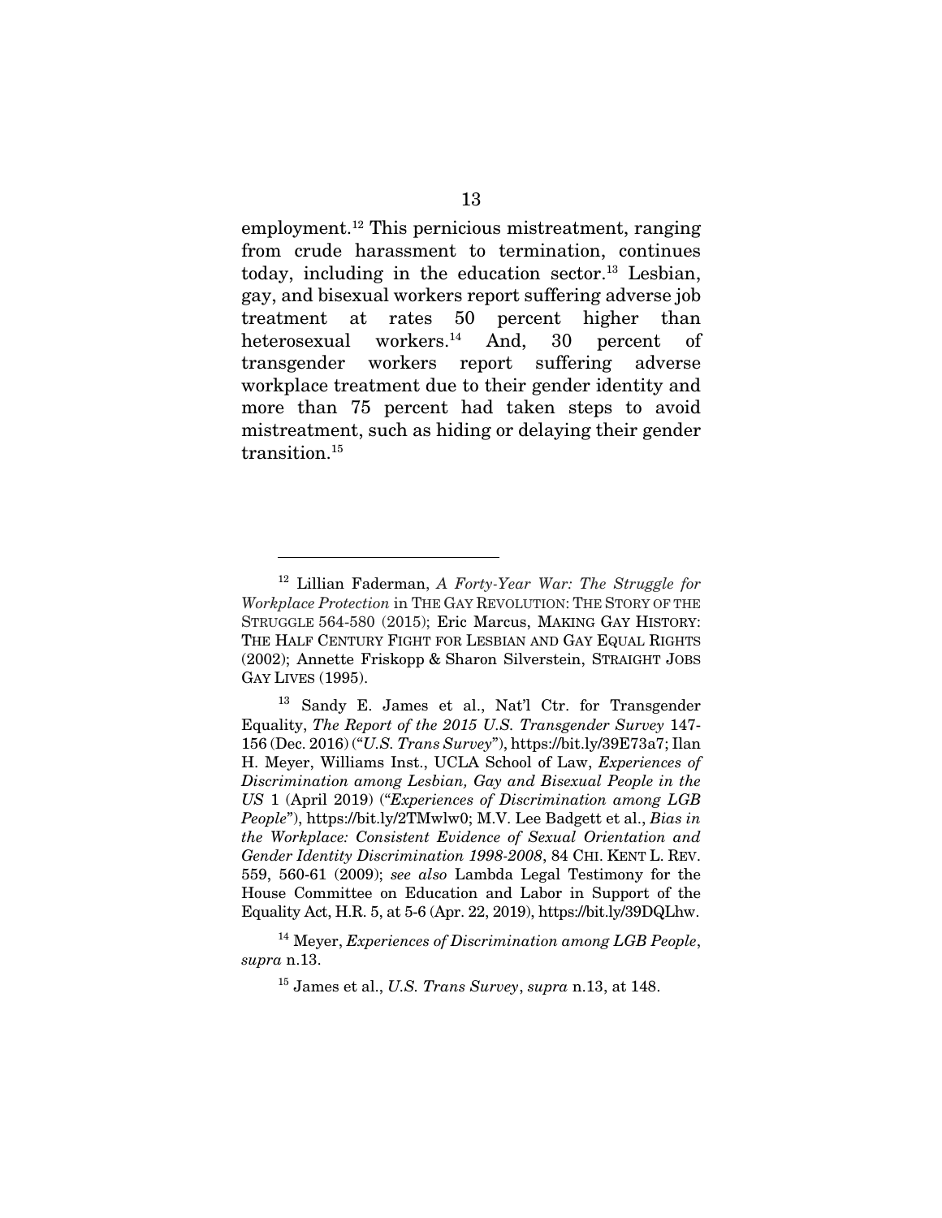employment.[12] This pernicious mistreatment, ranging from crude harassment to termination, continues today, including in the education sector.[13] Lesbian, gay, and bisexual workers report suffering adverse job treatment at rates 50 percent higher than heterosexual workers.[14] And, 30 percent of transgender workers report suffering adverse workplace treatment due to their gender identity and more than 75 percent had taken steps to avoid mistreatment, such as hiding or delaying their gender transition.[15]

---

[12] Lillian Faderman, *A Forty-Year War: The Struggle for Workplace Protection* in THE GAY REVOLUTION: THE STORY OF THE STRUGGLE 564-580 (2015); Eric Marcus, MAKING GAY HISTORY: THE HALF CENTURY FIGHT FOR LESBIAN AND GAY EQUAL RIGHTS (2002); Annette Friskopp & Sharon Silverstein, STRAIGHT JOBS GAY LIVES (1995).

[13] Sandy E. James et al., Nat'l Ctr. for Transgender Equality, *The Report of the 2015 U.S. Transgender Survey* 147-156 (Dec. 2016) ("*U.S. Trans Survey*"), https://bit.ly/39E73a7; Ilan H. Meyer, Williams Inst., UCLA School of Law, *Experiences of Discrimination among Lesbian, Gay and Bisexual People in the US* 1 (April 2019) ("*Experiences of Discrimination among LGB People*"), https://bit.ly/2TMwlw0; M.V. Lee Badgett et al., *Bias in the Workplace: Consistent Evidence of Sexual Orientation and Gender Identity Discrimination 1998-2008*, 84 CHI. KENT L. REV. 559, 560-61 (2009); *see also* Lambda Legal Testimony for the House Committee on Education and Labor in Support of the Equality Act, H.R. 5, at 5-6 (Apr. 22, 2019), https://bit.ly/39DQLhw.

[14] Meyer, *Experiences of Discrimination among LGB People*, *supra* n.13.

[15] James et al., *U.S. Trans Survey*, *supra* n.13, at 148.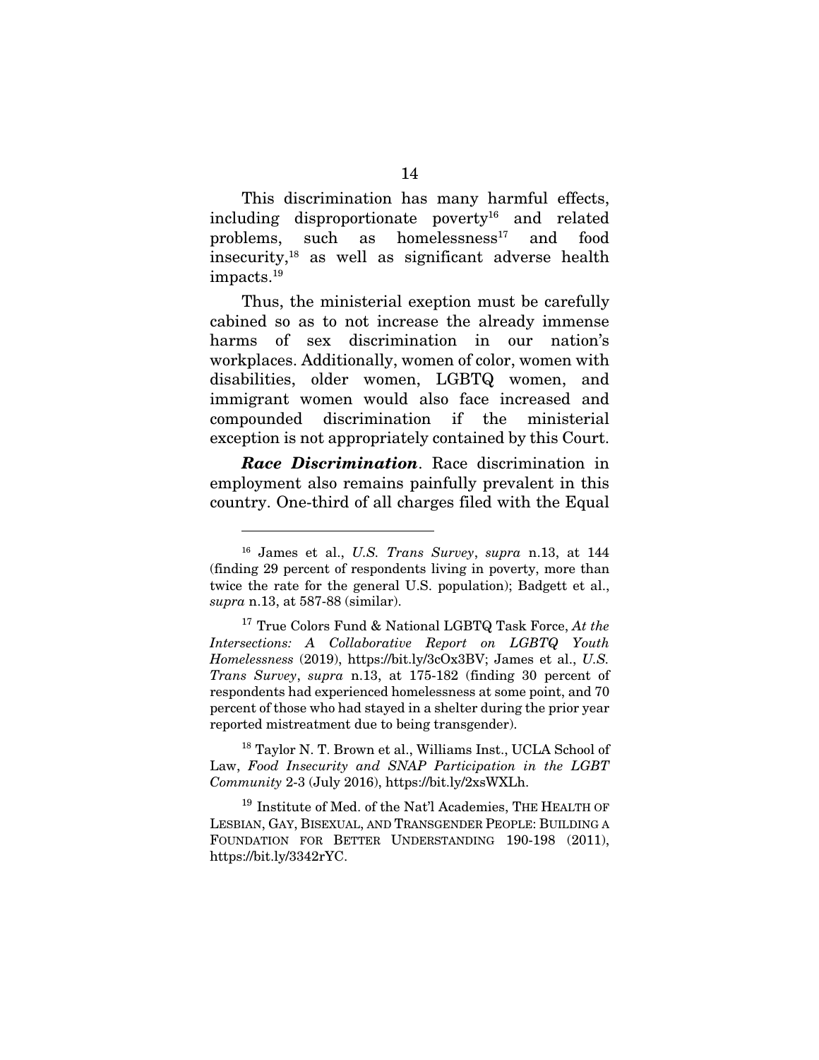This discrimination has many harmful effects, including disproportionate poverty[16] and related problems, such as homelessness[17] and food insecurity,[18] as well as significant adverse health impacts.[19]

Thus, the ministerial exeption must be carefully cabined so as to not increase the already immense harms of sex discrimination in our nation's workplaces. Additionally, women of color, women with disabilities, older women, LGBTQ women, and immigrant women would also face increased and compounded discrimination if the ministerial exception is not appropriately contained by this Court.

***Race Discrimination***. Race discrimination in employment also remains painfully prevalent in this country. One-third of all charges filed with the Equal

---

[16] James et al., *U.S. Trans Survey*, *supra* n.13, at 144 (finding 29 percent of respondents living in poverty, more than twice the rate for the general U.S. population); Badgett et al., *supra* n.13, at 587-88 (similar).

[17] True Colors Fund & National LGBTQ Task Force, *At the Intersections: A Collaborative Report on LGBTQ Youth Homelessness* (2019), https://bit.ly/3cOx3BV; James et al., *U.S. Trans Survey*, *supra* n.13, at 175-182 (finding 30 percent of respondents had experienced homelessness at some point, and 70 percent of those who had stayed in a shelter during the prior year reported mistreatment due to being transgender).

[18] Taylor N. T. Brown et al., Williams Inst., UCLA School of Law, *Food Insecurity and SNAP Participation in the LGBT Community* 2-3 (July 2016), https://bit.ly/2xsWXLh.

[19] Institute of Med. of the Nat'l Academies, THE HEALTH OF LESBIAN, GAY, BISEXUAL, AND TRANSGENDER PEOPLE: BUILDING A FOUNDATION FOR BETTER UNDERSTANDING 190-198 (2011), https://bit.ly/3342rYC.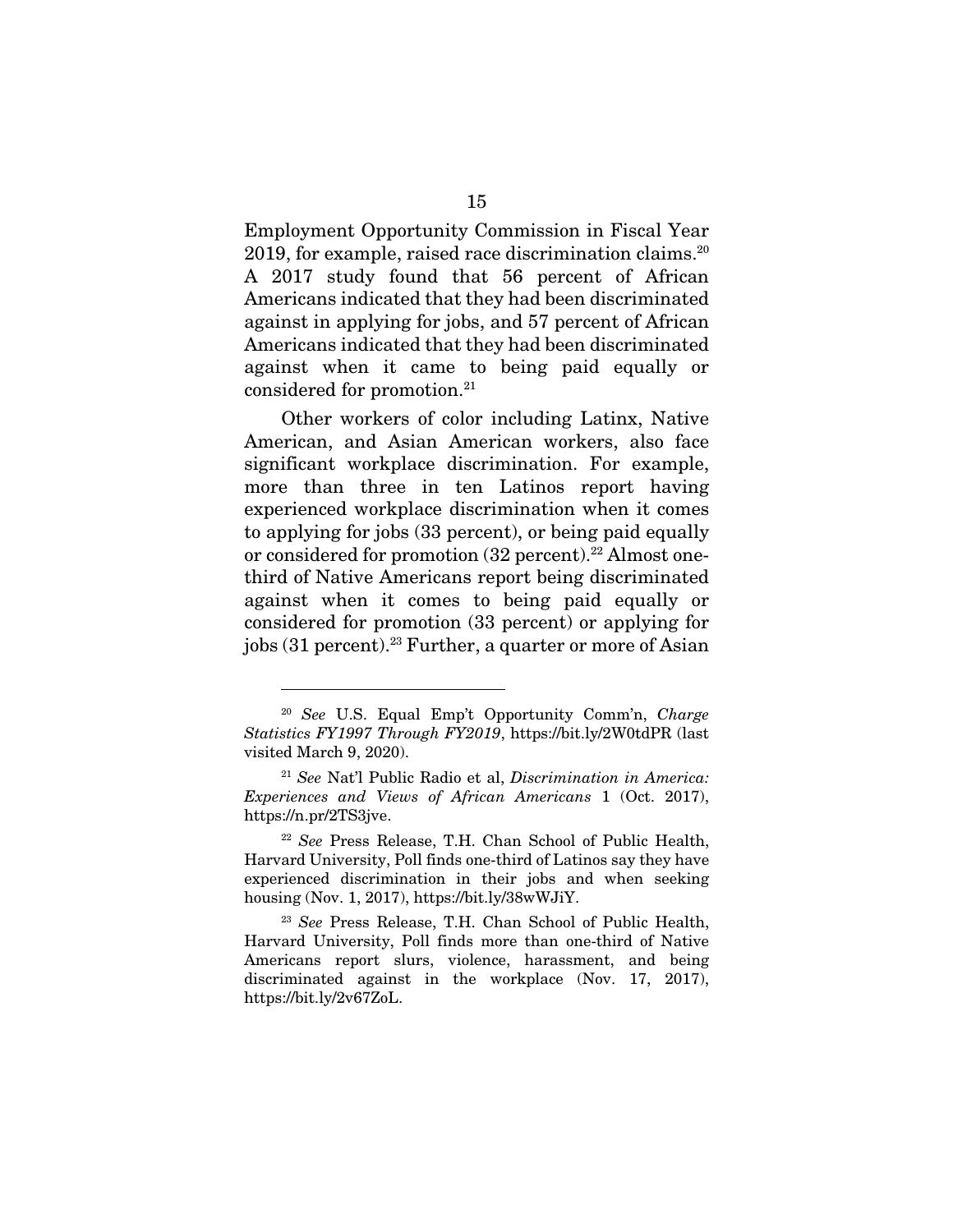Employment Opportunity Commission in Fiscal Year 2019, for example, raised race discrimination claims.[20] A 2017 study found that 56 percent of African Americans indicated that they had been discriminated against in applying for jobs, and 57 percent of African Americans indicated that they had been discriminated against when it came to being paid equally or considered for promotion.[21]

Other workers of color including Latinx, Native American, and Asian American workers, also face significant workplace discrimination. For example, more than three in ten Latinos report having experienced workplace discrimination when it comes to applying for jobs (33 percent), or being paid equally or considered for promotion (32 percent).[22] Almost one-third of Native Americans report being discriminated against when it comes to being paid equally or considered for promotion (33 percent) or applying for jobs (31 percent).[23] Further, a quarter or more of Asian

---

[20] *See* U.S. Equal Emp't Opportunity Comm'n, *Charge Statistics FY1997 Through FY2019*, https://bit.ly/2W0tdPR (last visited March 9, 2020).

[21] *See* Nat'l Public Radio et al, *Discrimination in America: Experiences and Views of African Americans* 1 (Oct. 2017), https://n.pr/2TS3jve.

[22] *See* Press Release, T.H. Chan School of Public Health, Harvard University, Poll finds one-third of Latinos say they have experienced discrimination in their jobs and when seeking housing (Nov. 1, 2017), https://bit.ly/38wWJiY.

[23] *See* Press Release, T.H. Chan School of Public Health, Harvard University, Poll finds more than one-third of Native Americans report slurs, violence, harassment, and being discriminated against in the workplace (Nov. 17, 2017), https://bit.ly/2v67ZoL.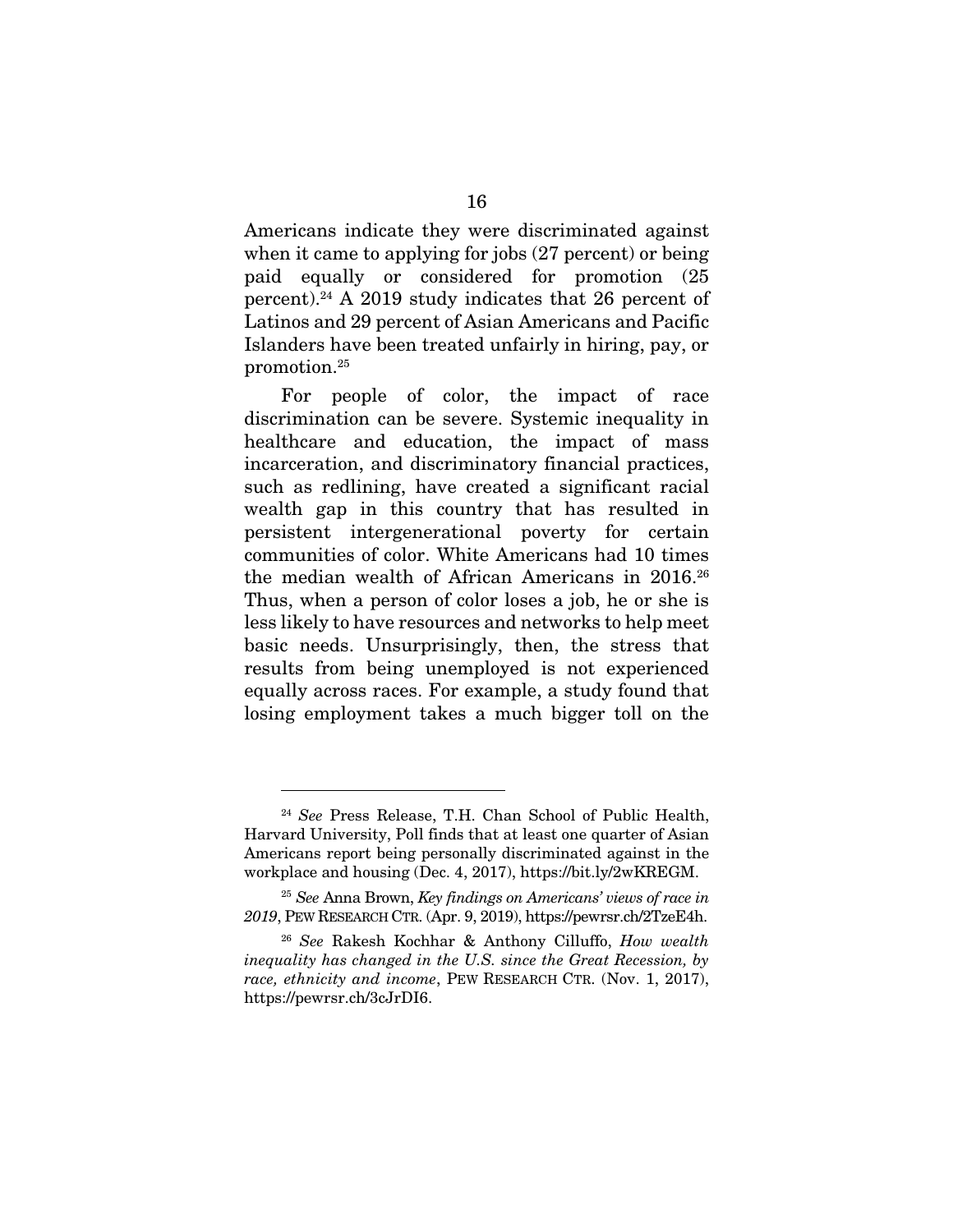Americans indicate they were discriminated against when it came to applying for jobs (27 percent) or being paid equally or considered for promotion (25 percent).[24] A 2019 study indicates that 26 percent of Latinos and 29 percent of Asian Americans and Pacific Islanders have been treated unfairly in hiring, pay, or promotion.[25]

For people of color, the impact of race discrimination can be severe. Systemic inequality in healthcare and education, the impact of mass incarceration, and discriminatory financial practices, such as redlining, have created a significant racial wealth gap in this country that has resulted in persistent intergenerational poverty for certain communities of color. White Americans had 10 times the median wealth of African Americans in 2016.[26] Thus, when a person of color loses a job, he or she is less likely to have resources and networks to help meet basic needs. Unsurprisingly, then, the stress that results from being unemployed is not experienced equally across races. For example, a study found that losing employment takes a much bigger toll on the

---

[24] *See* Press Release, T.H. Chan School of Public Health, Harvard University, Poll finds that at least one quarter of Asian Americans report being personally discriminated against in the workplace and housing (Dec. 4, 2017), https://bit.ly/2wKREGM.

[25] *See* Anna Brown, *Key findings on Americans' views of race in 2019*, PEW RESEARCH CTR. (Apr. 9, 2019), https://pewrsr.ch/2TzeE4h.

[26] *See* Rakesh Kochhar & Anthony Cilluffo, *How wealth inequality has changed in the U.S. since the Great Recession, by race, ethnicity and income*, PEW RESEARCH CTR. (Nov. 1, 2017), https://pewrsr.ch/3cJrDI6.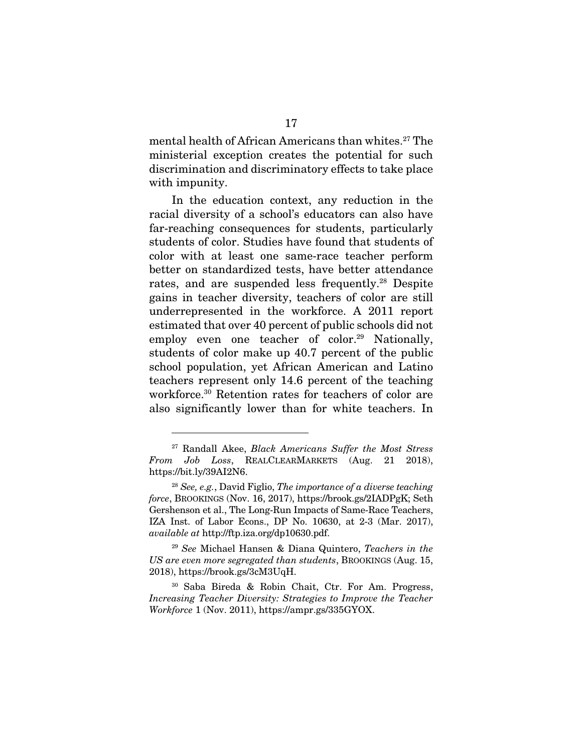mental health of African Americans than whites.[27] The ministerial exception creates the potential for such discrimination and discriminatory effects to take place with impunity.

In the education context, any reduction in the racial diversity of a school's educators can also have far-reaching consequences for students, particularly students of color. Studies have found that students of color with at least one same-race teacher perform better on standardized tests, have better attendance rates, and are suspended less frequently.[28] Despite gains in teacher diversity, teachers of color are still underrepresented in the workforce. A 2011 report estimated that over 40 percent of public schools did not employ even one teacher of color.[29] Nationally, students of color make up 40.7 percent of the public school population, yet African American and Latino teachers represent only 14.6 percent of the teaching workforce.[30] Retention rates for teachers of color are also significantly lower than for white teachers. In

---

[27] Randall Akee, *Black Americans Suffer the Most Stress From Job Loss*, REALCLEARMARKETS (Aug. 21 2018), https://bit.ly/39AI2N6.

[28] *See, e.g.*, David Figlio, *The importance of a diverse teaching force*, BROOKINGS (Nov. 16, 2017), https://brook.gs/2IADPgK; Seth Gershenson et al., The Long-Run Impacts of Same-Race Teachers, IZA Inst. of Labor Econs., DP No. 10630, at 2-3 (Mar. 2017), *available at* http://ftp.iza.org/dp10630.pdf.

[29] *See* Michael Hansen & Diana Quintero, *Teachers in the US are even more segregated than students*, BROOKINGS (Aug. 15, 2018), https://brook.gs/3cM3UqH.

[30] Saba Bireda & Robin Chait, Ctr. For Am. Progress, *Increasing Teacher Diversity: Strategies to Improve the Teacher Workforce* 1 (Nov. 2011), https://ampr.gs/335GYOX.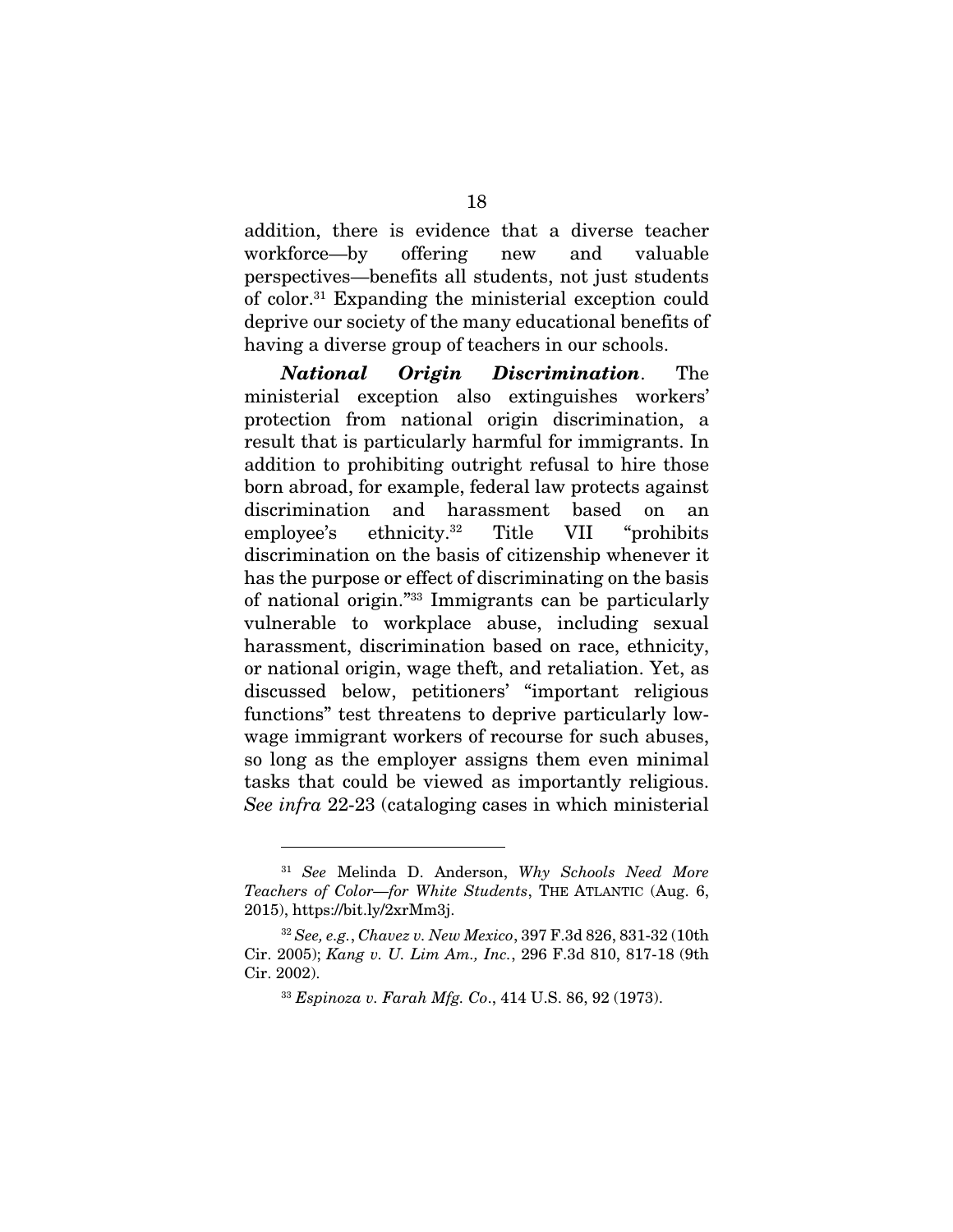addition, there is evidence that a diverse teacher workforce—by offering new and valuable perspectives—benefits all students, not just students of color.[31] Expanding the ministerial exception could deprive our society of the many educational benefits of having a diverse group of teachers in our schools.

***National Origin Discrimination***. The ministerial exception also extinguishes workers' protection from national origin discrimination, a result that is particularly harmful for immigrants. In addition to prohibiting outright refusal to hire those born abroad, for example, federal law protects against discrimination and harassment based on an employee's ethnicity.[32] Title VII "prohibits discrimination on the basis of citizenship whenever it has the purpose or effect of discriminating on the basis of national origin."[33] Immigrants can be particularly vulnerable to workplace abuse, including sexual harassment, discrimination based on race, ethnicity, or national origin, wage theft, and retaliation. Yet, as discussed below, petitioners' "important religious functions" test threatens to deprive particularly low-wage immigrant workers of recourse for such abuses, so long as the employer assigns them even minimal tasks that could be viewed as importantly religious. *See infra* 22-23 (cataloging cases in which ministerial

---

[31] *See* Melinda D. Anderson, *Why Schools Need More Teachers of Color—for White Students*, THE ATLANTIC (Aug. 6, 2015), https://bit.ly/2xrMm3j.

[32] *See, e.g.*, *Chavez v. New Mexico*, 397 F.3d 826, 831-32 (10th Cir. 2005); *Kang v. U. Lim Am., Inc.*, 296 F.3d 810, 817-18 (9th Cir. 2002).

[33] *Espinoza v. Farah Mfg. Co*., 414 U.S. 86, 92 (1973).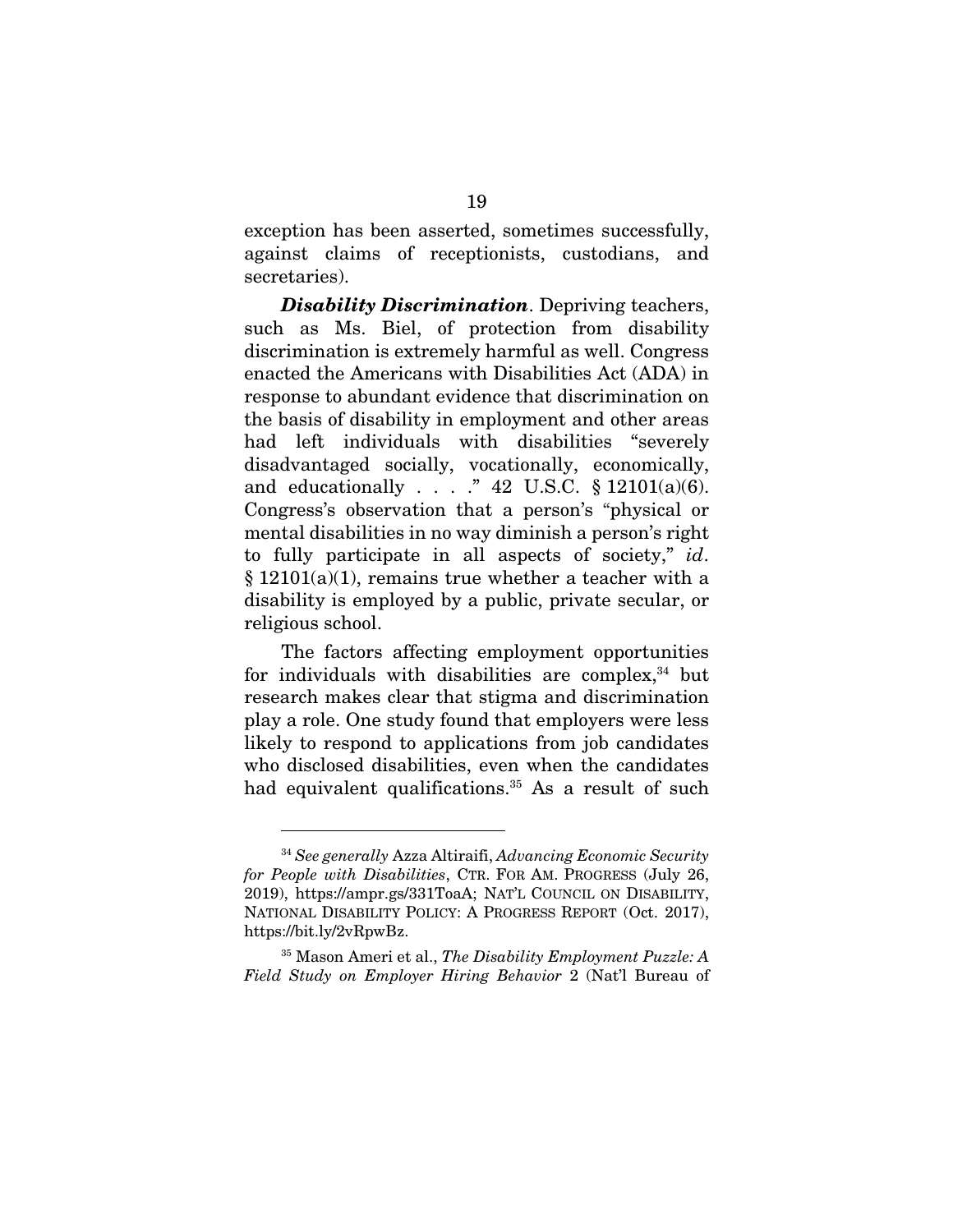exception has been asserted, sometimes successfully, against claims of receptionists, custodians, and secretaries).

***Disability Discrimination***. Depriving teachers, such as Ms. Biel, of protection from disability discrimination is extremely harmful as well. Congress enacted the Americans with Disabilities Act (ADA) in response to abundant evidence that discrimination on the basis of disability in employment and other areas had left individuals with disabilities "severely disadvantaged socially, vocationally, economically, and educationally . . . ." 42 U.S.C. § 12101(a)(6). Congress's observation that a person's "physical or mental disabilities in no way diminish a person's right to fully participate in all aspects of society," *id*. § 12101(a)(1), remains true whether a teacher with a disability is employed by a public, private secular, or religious school.

The factors affecting employment opportunities for individuals with disabilities are complex,[34] but research makes clear that stigma and discrimination play a role. One study found that employers were less likely to respond to applications from job candidates who disclosed disabilities, even when the candidates had equivalent qualifications.[35] As a result of such

---

[34] *See generally* Azza Altiraifi, *Advancing Economic Security for People with Disabilities*, CTR. FOR AM. PROGRESS (July 26, 2019), https://ampr.gs/331ToaA; NAT'L COUNCIL ON DISABILITY, NATIONAL DISABILITY POLICY: A PROGRESS REPORT (Oct. 2017), https://bit.ly/2vRpwBz.

[35] Mason Ameri et al., *The Disability Employment Puzzle: A Field Study on Employer Hiring Behavior* 2 (Nat'l Bureau of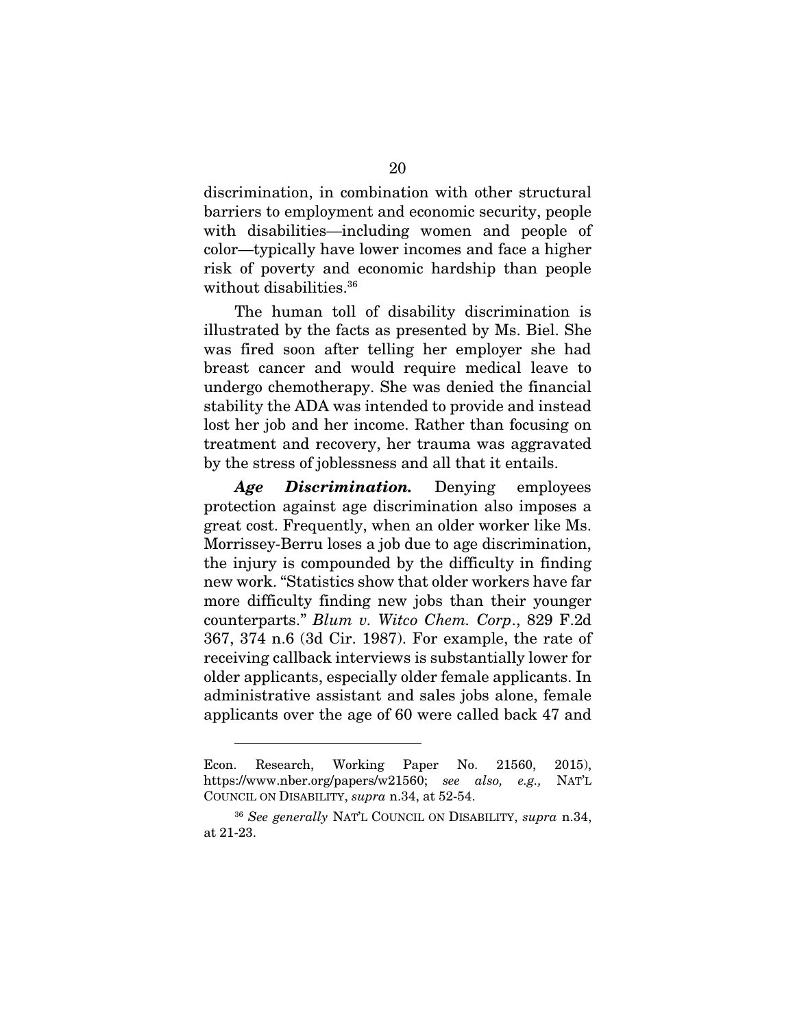discrimination, in combination with other structural barriers to employment and economic security, people with disabilities—including women and people of color—typically have lower incomes and face a higher risk of poverty and economic hardship than people without disabilities.[36]

The human toll of disability discrimination is illustrated by the facts as presented by Ms. Biel. She was fired soon after telling her employer she had breast cancer and would require medical leave to undergo chemotherapy. She was denied the financial stability the ADA was intended to provide and instead lost her job and her income. Rather than focusing on treatment and recovery, her trauma was aggravated by the stress of joblessness and all that it entails.

***Age Discrimination.*** Denying employees protection against age discrimination also imposes a great cost. Frequently, when an older worker like Ms. Morrissey-Berru loses a job due to age discrimination, the injury is compounded by the difficulty in finding new work. "Statistics show that older workers have far more difficulty finding new jobs than their younger counterparts." *Blum v. Witco Chem. Corp*., 829 F.2d 367, 374 n.6 (3d Cir. 1987). For example, the rate of receiving callback interviews is substantially lower for older applicants, especially older female applicants. In administrative assistant and sales jobs alone, female applicants over the age of 60 were called back 47 and

---

Econ. Research, Working Paper No. 21560, 2015), https://www.nber.org/papers/w21560; *see also, e.g.,* NAT'L COUNCIL ON DISABILITY, *supra* n.34, at 52-54.

[36] *See generally* NAT'L COUNCIL ON DISABILITY, *supra* n.34, at 21-23.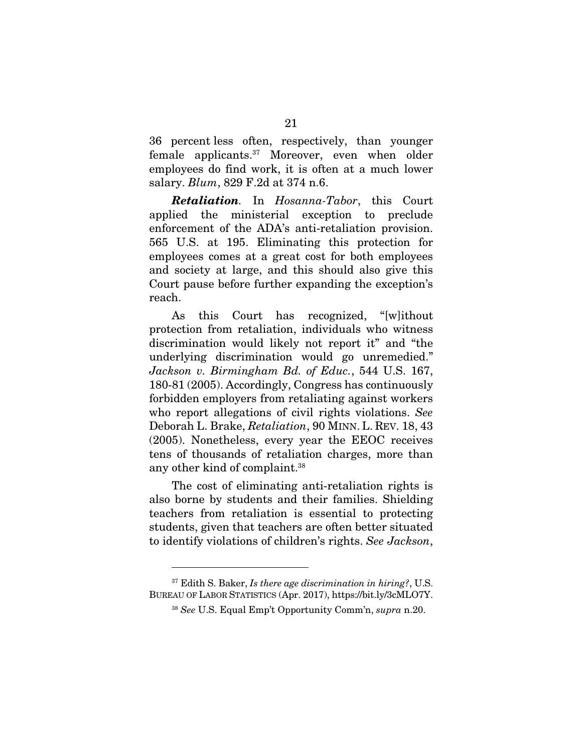36 percent less often, respectively, than younger female applicants.[37] Moreover, even when older employees do find work, it is often at a much lower salary. *Blum*, 829 F.2d at 374 n.6.

***Retaliation***. In *Hosanna-Tabor*, this Court applied the ministerial exception to preclude enforcement of the ADA's anti-retaliation provision. 565 U.S. at 195. Eliminating this protection for employees comes at a great cost for both employees and society at large, and this should also give this Court pause before further expanding the exception's reach.

As this Court has recognized, "[w]ithout protection from retaliation, individuals who witness discrimination would likely not report it" and "the underlying discrimination would go unremedied." *Jackson v. Birmingham Bd. of Educ.*, 544 U.S. 167, 180-81 (2005). Accordingly, Congress has continuously forbidden employers from retaliating against workers who report allegations of civil rights violations. *See* Deborah L. Brake, *Retaliation*, 90 MINN. L. REV. 18, 43 (2005). Nonetheless, every year the EEOC receives tens of thousands of retaliation charges, more than any other kind of complaint.[38]

The cost of eliminating anti-retaliation rights is also borne by students and their families. Shielding teachers from retaliation is essential to protecting students, given that teachers are often better situated to identify violations of children's rights. *See Jackson*,

---

[37] Edith S. Baker, *Is there age discrimination in hiring?*, U.S. BUREAU OF LABOR STATISTICS (Apr. 2017), https://bit.ly/3cMLO7Y.

[38] *See* U.S. Equal Emp't Opportunity Comm'n, *supra* n.20.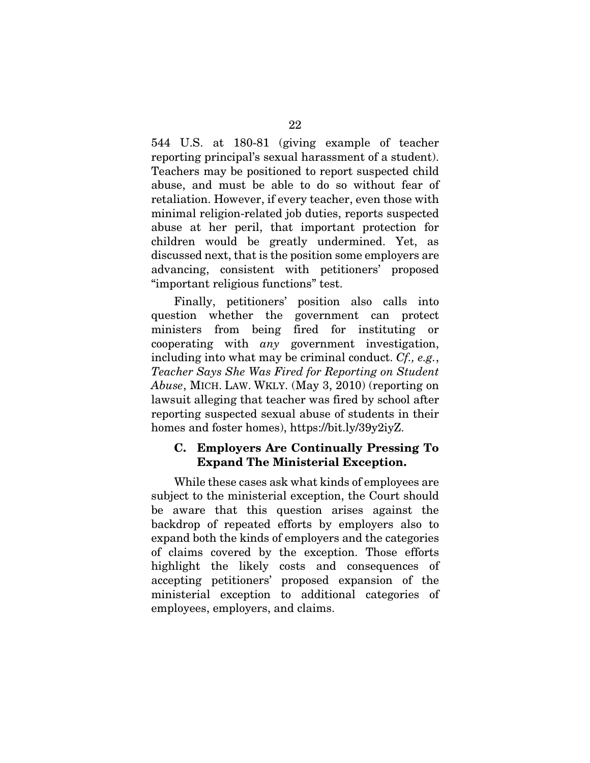544 U.S. at 180-81 (giving example of teacher reporting principal's sexual harassment of a student). Teachers may be positioned to report suspected child abuse, and must be able to do so without fear of retaliation. However, if every teacher, even those with minimal religion-related job duties, reports suspected abuse at her peril, that important protection for children would be greatly undermined. Yet, as discussed next, that is the position some employers are advancing, consistent with petitioners' proposed "important religious functions" test.

Finally, petitioners' position also calls into question whether the government can protect ministers from being fired for instituting or cooperating with *any* government investigation, including into what may be criminal conduct. *Cf., e.g.*, *Teacher Says She Was Fired for Reporting on Student Abuse*, MICH. LAW. WKLY. (May 3, 2010) (reporting on lawsuit alleging that teacher was fired by school after reporting suspected sexual abuse of students in their homes and foster homes), https://bit.ly/39y2iyZ.

### C. Employers Are Continually Pressing To Expand The Ministerial Exception.

While these cases ask what kinds of employees are subject to the ministerial exception, the Court should be aware that this question arises against the backdrop of repeated efforts by employers also to expand both the kinds of employers and the categories of claims covered by the exception. Those efforts highlight the likely costs and consequences of accepting petitioners' proposed expansion of the ministerial exception to additional categories of employees, employers, and claims.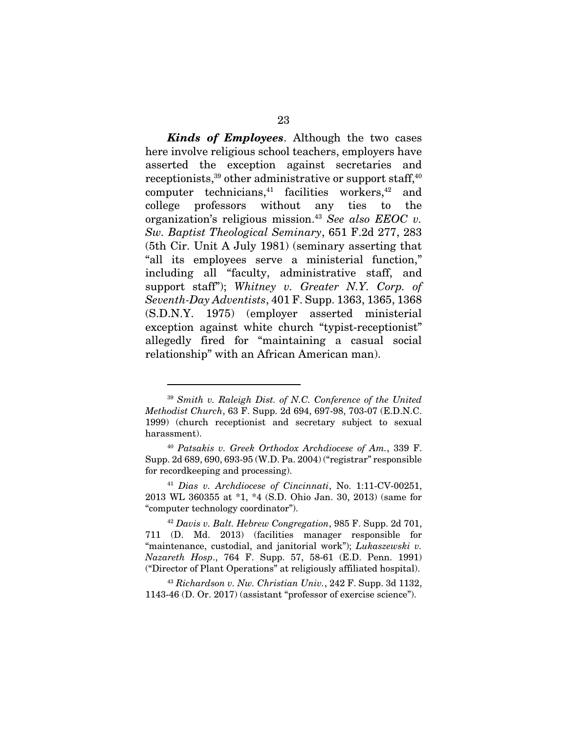***Kinds of Employees***. Although the two cases here involve religious school teachers, employers have asserted the exception against secretaries and receptionists,[39] other administrative or support staff,[40] computer technicians,[41] facilities workers,[42] and college professors without any ties to the organization's religious mission.[43] *See also EEOC v. Sw. Baptist Theological Seminary*, 651 F.2d 277, 283 (5th Cir. Unit A July 1981) (seminary asserting that "all its employees serve a ministerial function," including all "faculty, administrative staff, and support staff"); *Whitney v. Greater N.Y. Corp. of Seventh-Day Adventists*, 401 F. Supp. 1363, 1365, 1368 (S.D.N.Y. 1975) (employer asserted ministerial exception against white church "typist-receptionist" allegedly fired for "maintaining a casual social relationship" with an African American man).

---

[39] *Smith v. Raleigh Dist. of N.C. Conference of the United Methodist Church*, 63 F. Supp. 2d 694, 697-98, 703-07 (E.D.N.C. 1999) (church receptionist and secretary subject to sexual harassment).

[40] *Patsakis v. Greek Orthodox Archdiocese of Am.*, 339 F. Supp. 2d 689, 690, 693-95 (W.D. Pa. 2004) ("registrar" responsible for recordkeeping and processing).

[41] *Dias v. Archdiocese of Cincinnati*, No. 1:11-CV-00251, 2013 WL 360355 at *1, *4 (S.D. Ohio Jan. 30, 2013) (same for "computer technology coordinator").

[42] *Davis v. Balt. Hebrew Congregation*, 985 F. Supp. 2d 701, 711 (D. Md. 2013) (facilities manager responsible for "maintenance, custodial, and janitorial work"); *Lukaszewski v. Nazareth Hosp*., 764 F. Supp. 57, 58-61 (E.D. Penn. 1991) ("Director of Plant Operations" at religiously affiliated hospital).

[43] *Richardson v. Nw. Christian Univ.*, 242 F. Supp. 3d 1132, 1143-46 (D. Or. 2017) (assistant "professor of exercise science").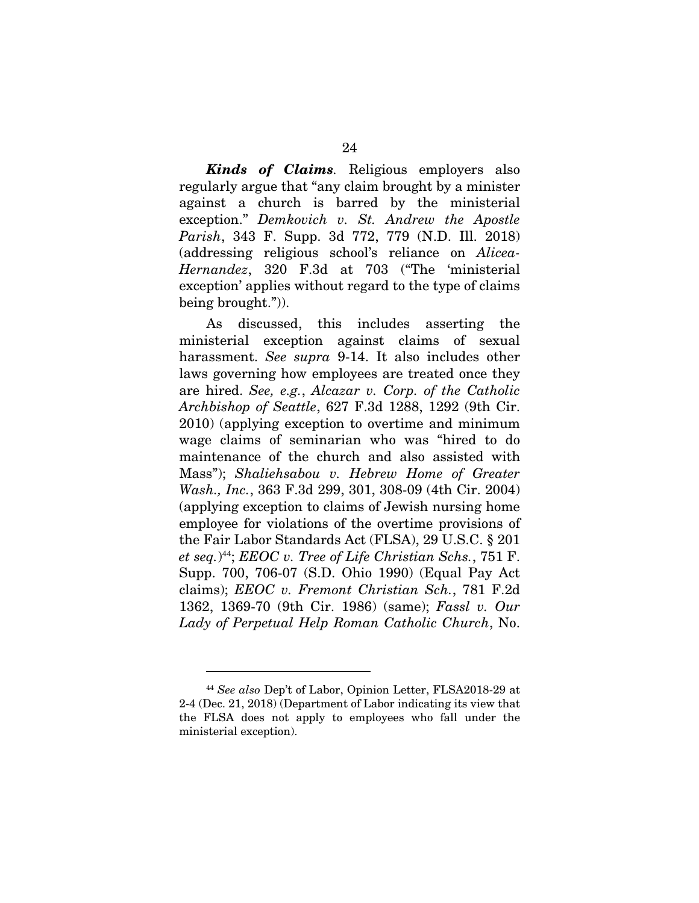***Kinds of Claims***. Religious employers also regularly argue that "any claim brought by a minister against a church is barred by the ministerial exception." *Demkovich v. St. Andrew the Apostle Parish*, 343 F. Supp. 3d 772, 779 (N.D. Ill. 2018) (addressing religious school's reliance on *Alicea-Hernandez*, 320 F.3d at 703 ("The 'ministerial exception' applies without regard to the type of claims being brought.")).

As discussed, this includes asserting the ministerial exception against claims of sexual harassment. *See supra* 9-14. It also includes other laws governing how employees are treated once they are hired. *See, e.g.*, *Alcazar v. Corp. of the Catholic Archbishop of Seattle*, 627 F.3d 1288, 1292 (9th Cir. 2010) (applying exception to overtime and minimum wage claims of seminarian who was "hired to do maintenance of the church and also assisted with Mass"); *Shaliehsabou v. Hebrew Home of Greater Wash., Inc.*, 363 F.3d 299, 301, 308-09 (4th Cir. 2004) (applying exception to claims of Jewish nursing home employee for violations of the overtime provisions of the Fair Labor Standards Act (FLSA), 29 U.S.C. § 201 *et seq.*)[44]; *EEOC v. Tree of Life Christian Schs.*, 751 F. Supp. 700, 706-07 (S.D. Ohio 1990) (Equal Pay Act claims); *EEOC v. Fremont Christian Sch.*, 781 F.2d 1362, 1369-70 (9th Cir. 1986) (same); *Fassl v. Our Lady of Perpetual Help Roman Catholic Church*, No.

---

[44] *See also* Dep't of Labor, Opinion Letter, FLSA2018-29 at 2-4 (Dec. 21, 2018) (Department of Labor indicating its view that the FLSA does not apply to employees who fall under the ministerial exception).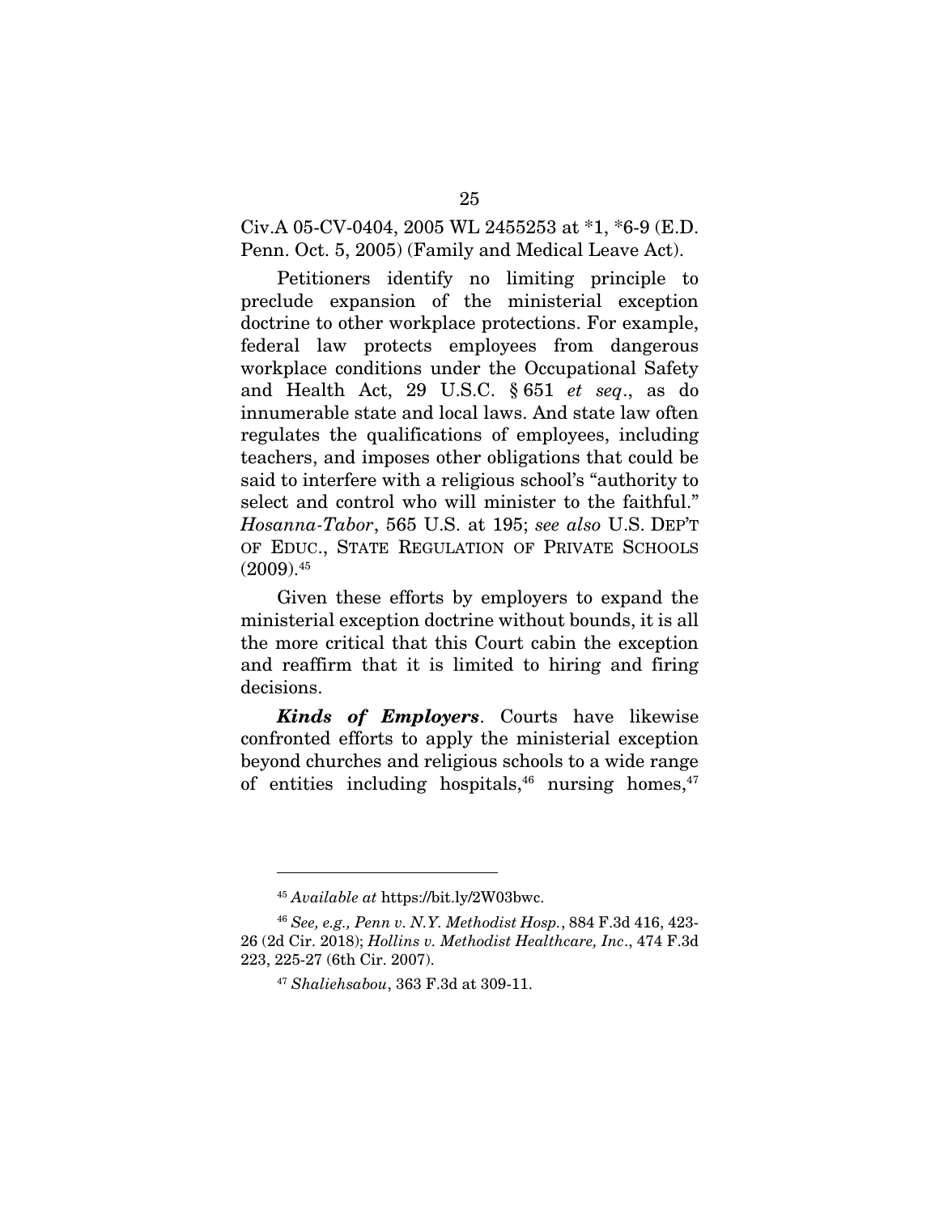Civ.A 05-CV-0404, 2005 WL 2455253 at *1, *6-9 (E.D. Penn. Oct. 5, 2005) (Family and Medical Leave Act).

Petitioners identify no limiting principle to preclude expansion of the ministerial exception doctrine to other workplace protections. For example, federal law protects employees from dangerous workplace conditions under the Occupational Safety and Health Act, 29 U.S.C. § 651 *et seq*., as do innumerable state and local laws. And state law often regulates the qualifications of employees, including teachers, and imposes other obligations that could be said to interfere with a religious school's "authority to select and control who will minister to the faithful." *Hosanna-Tabor*, 565 U.S. at 195; *see also* U.S. DEP'T OF EDUC., STATE REGULATION OF PRIVATE SCHOOLS (2009).[45]

Given these efforts by employers to expand the ministerial exception doctrine without bounds, it is all the more critical that this Court cabin the exception and reaffirm that it is limited to hiring and firing decisions.

***Kinds of Employers***. Courts have likewise confronted efforts to apply the ministerial exception beyond churches and religious schools to a wide range of entities including hospitals,[46] nursing homes,[47]

---

[45] *Available at* https://bit.ly/2W03bwc.

[46] *See, e.g., Penn v. N.Y. Methodist Hosp.*, 884 F.3d 416, 423-26 (2d Cir. 2018); *Hollins v. Methodist Healthcare, Inc*., 474 F.3d 223, 225-27 (6th Cir. 2007).

[47] *Shaliehsabou*, 363 F.3d at 309-11.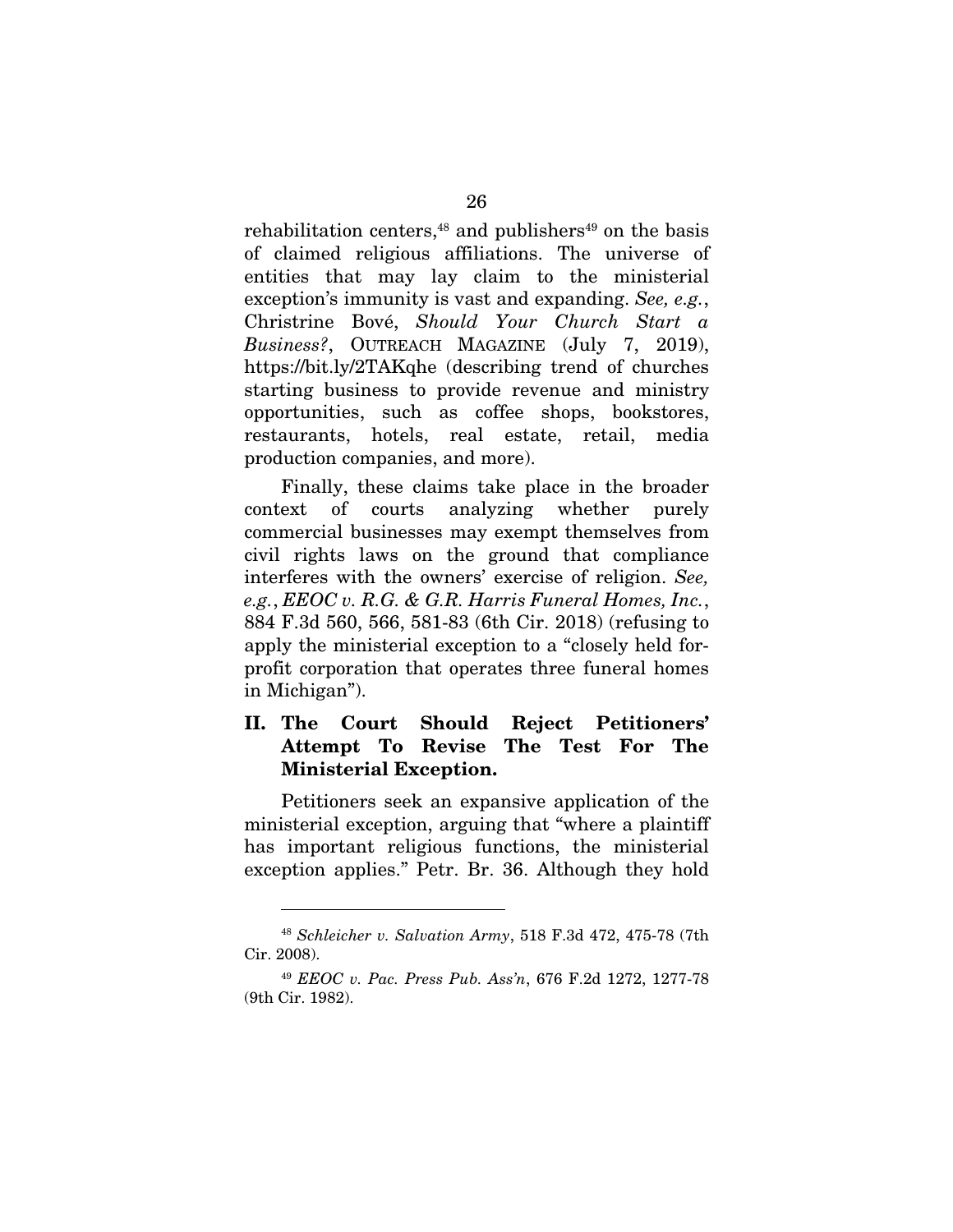rehabilitation centers,[48] and publishers[49] on the basis of claimed religious affiliations. The universe of entities that may lay claim to the ministerial exception's immunity is vast and expanding. *See, e.g.*, Christrine Bové, *Should Your Church Start a Business?*, OUTREACH MAGAZINE (July 7, 2019), https://bit.ly/2TAKqhe (describing trend of churches starting business to provide revenue and ministry opportunities, such as coffee shops, bookstores, restaurants, hotels, real estate, retail, media production companies, and more).

Finally, these claims take place in the broader context of courts analyzing whether purely commercial businesses may exempt themselves from civil rights laws on the ground that compliance interferes with the owners' exercise of religion. *See, e.g.*, *EEOC v. R.G. & G.R. Harris Funeral Homes, Inc.*, 884 F.3d 560, 566, 581-83 (6th Cir. 2018) (refusing to apply the ministerial exception to a "closely held for-profit corporation that operates three funeral homes in Michigan").

## II. The Court Should Reject Petitioners' Attempt To Revise The Test For The Ministerial Exception.

Petitioners seek an expansive application of the ministerial exception, arguing that "where a plaintiff has important religious functions, the ministerial exception applies." Petr. Br. 36. Although they hold

---

[48] *Schleicher v. Salvation Army*, 518 F.3d 472, 475-78 (7th Cir. 2008).

[49] *EEOC v. Pac. Press Pub. Ass'n*, 676 F.2d 1272, 1277-78 (9th Cir. 1982).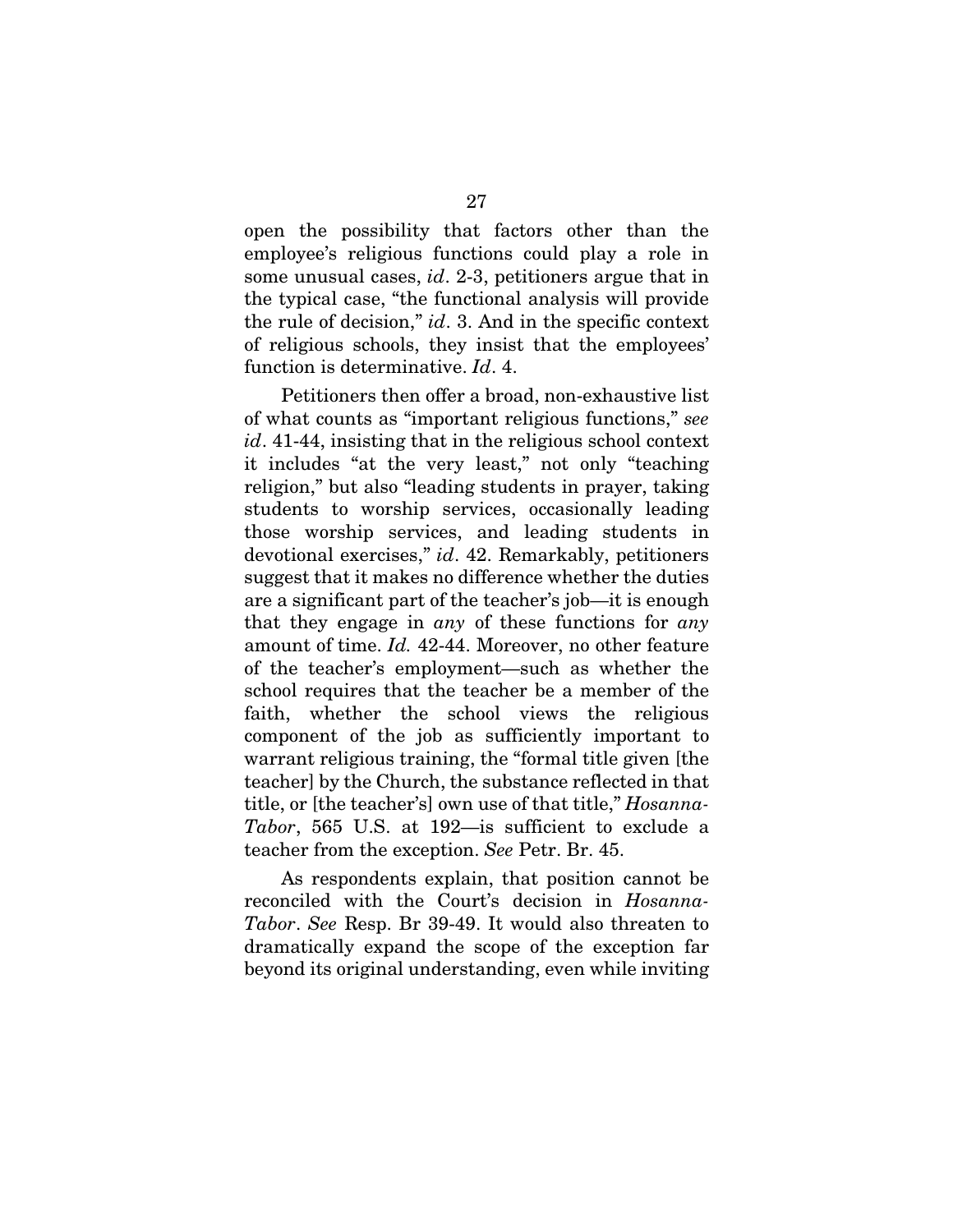open the possibility that factors other than the employee's religious functions could play a role in some unusual cases, *id*. 2-3, petitioners argue that in the typical case, "the functional analysis will provide the rule of decision," *id*. 3. And in the specific context of religious schools, they insist that the employees' function is determinative. *Id*. 4.

Petitioners then offer a broad, non-exhaustive list of what counts as "important religious functions," *see id*. 41-44, insisting that in the religious school context it includes "at the very least," not only "teaching religion," but also "leading students in prayer, taking students to worship services, occasionally leading those worship services, and leading students in devotional exercises," *id*. 42. Remarkably, petitioners suggest that it makes no difference whether the duties are a significant part of the teacher's job—it is enough that they engage in *any* of these functions for *any* amount of time. *Id.* 42-44. Moreover, no other feature of the teacher's employment—such as whether the school requires that the teacher be a member of the faith, whether the school views the religious component of the job as sufficiently important to warrant religious training, the "formal title given [the teacher] by the Church, the substance reflected in that title, or [the teacher's] own use of that title," *Hosanna-Tabor*, 565 U.S. at 192—is sufficient to exclude a teacher from the exception. *See* Petr. Br. 45.

As respondents explain, that position cannot be reconciled with the Court's decision in *Hosanna-Tabor*. *See* Resp. Br 39-49. It would also threaten to dramatically expand the scope of the exception far beyond its original understanding, even while inviting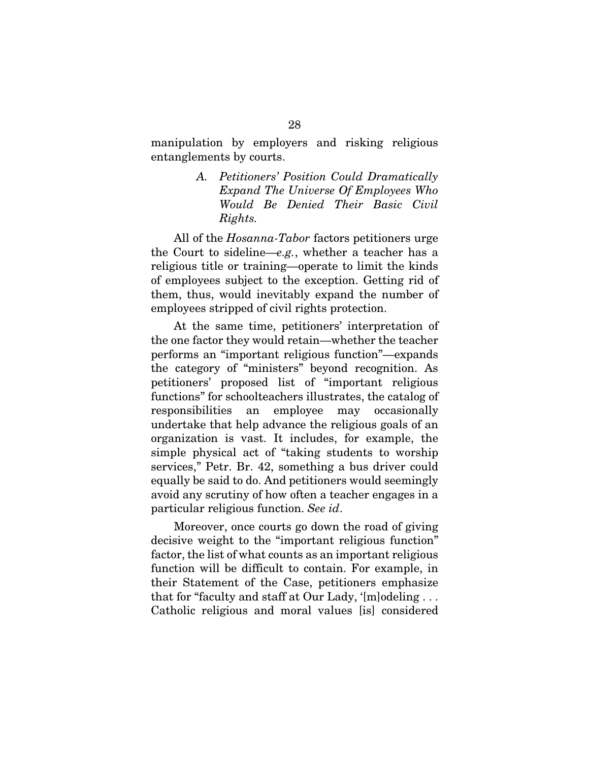manipulation by employers and risking religious entanglements by courts.

### *A. Petitioners' Position Could Dramatically Expand The Universe Of Employees Who Would Be Denied Their Basic Civil Rights.*

All of the *Hosanna-Tabor* factors petitioners urge the Court to sideline—*e.g.*, whether a teacher has a religious title or training—operate to limit the kinds of employees subject to the exception. Getting rid of them, thus, would inevitably expand the number of employees stripped of civil rights protection.

At the same time, petitioners' interpretation of the one factor they would retain—whether the teacher performs an "important religious function"—expands the category of "ministers" beyond recognition. As petitioners' proposed list of "important religious functions" for schoolteachers illustrates, the catalog of responsibilities an employee may occasionally undertake that help advance the religious goals of an organization is vast. It includes, for example, the simple physical act of "taking students to worship services," Petr. Br. 42, something a bus driver could equally be said to do. And petitioners would seemingly avoid any scrutiny of how often a teacher engages in a particular religious function. *See id*.

Moreover, once courts go down the road of giving decisive weight to the "important religious function" factor, the list of what counts as an important religious function will be difficult to contain. For example, in their Statement of the Case, petitioners emphasize that for "faculty and staff at Our Lady, '[m]odeling . . . Catholic religious and moral values [is] considered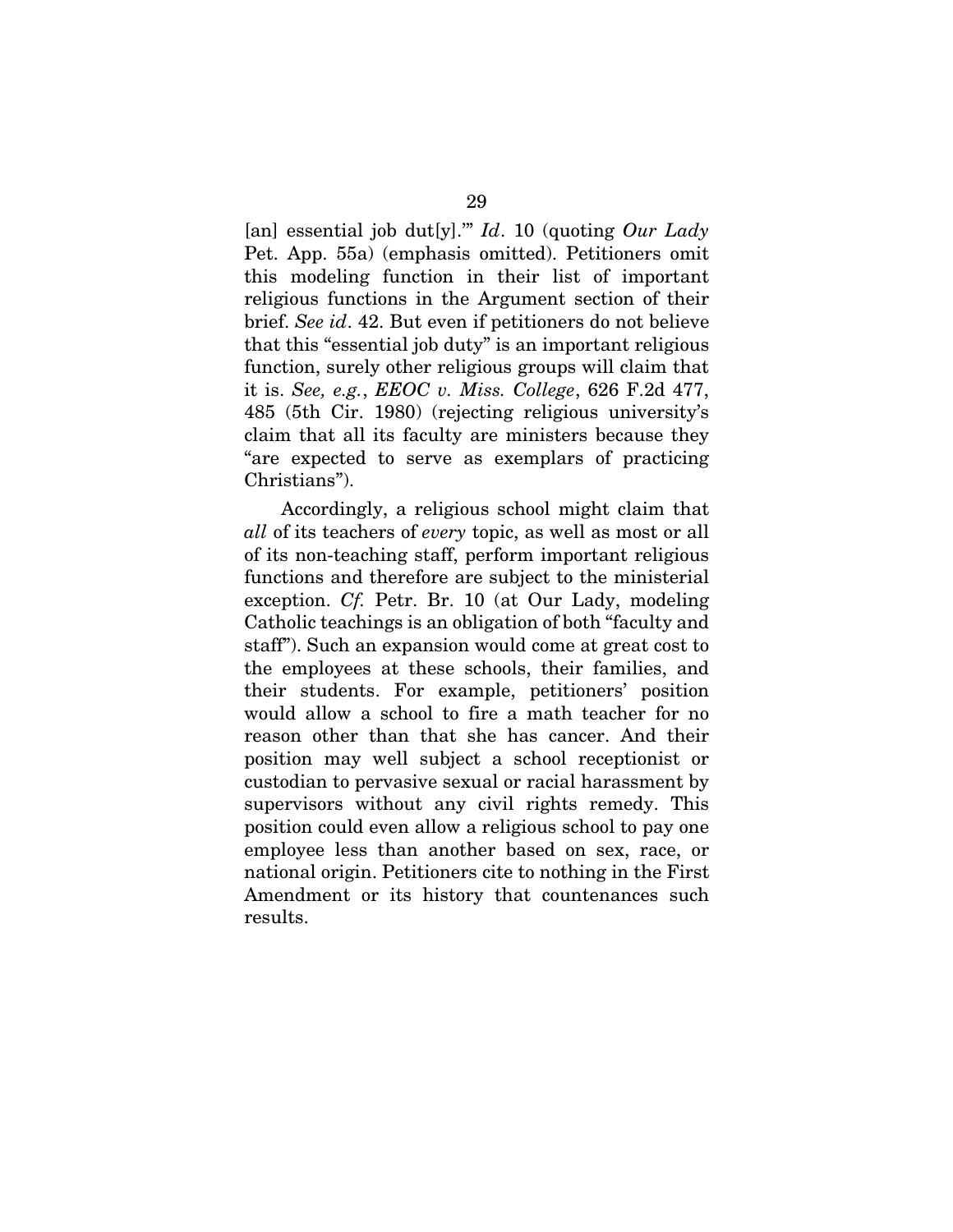[an] essential job dut[y].'" *Id*. 10 (quoting *Our Lady* Pet. App. 55a) (emphasis omitted). Petitioners omit this modeling function in their list of important religious functions in the Argument section of their brief. *See id*. 42. But even if petitioners do not believe that this "essential job duty" is an important religious function, surely other religious groups will claim that it is. *See, e.g.*, *EEOC v. Miss. College*, 626 F.2d 477, 485 (5th Cir. 1980) (rejecting religious university's claim that all its faculty are ministers because they "are expected to serve as exemplars of practicing Christians").

Accordingly, a religious school might claim that *all* of its teachers of *every* topic, as well as most or all of its non-teaching staff, perform important religious functions and therefore are subject to the ministerial exception. *Cf.* Petr. Br. 10 (at Our Lady, modeling Catholic teachings is an obligation of both "faculty and staff"). Such an expansion would come at great cost to the employees at these schools, their families, and their students. For example, petitioners' position would allow a school to fire a math teacher for no reason other than that she has cancer. And their position may well subject a school receptionist or custodian to pervasive sexual or racial harassment by supervisors without any civil rights remedy. This position could even allow a religious school to pay one employee less than another based on sex, race, or national origin. Petitioners cite to nothing in the First Amendment or its history that countenances such results.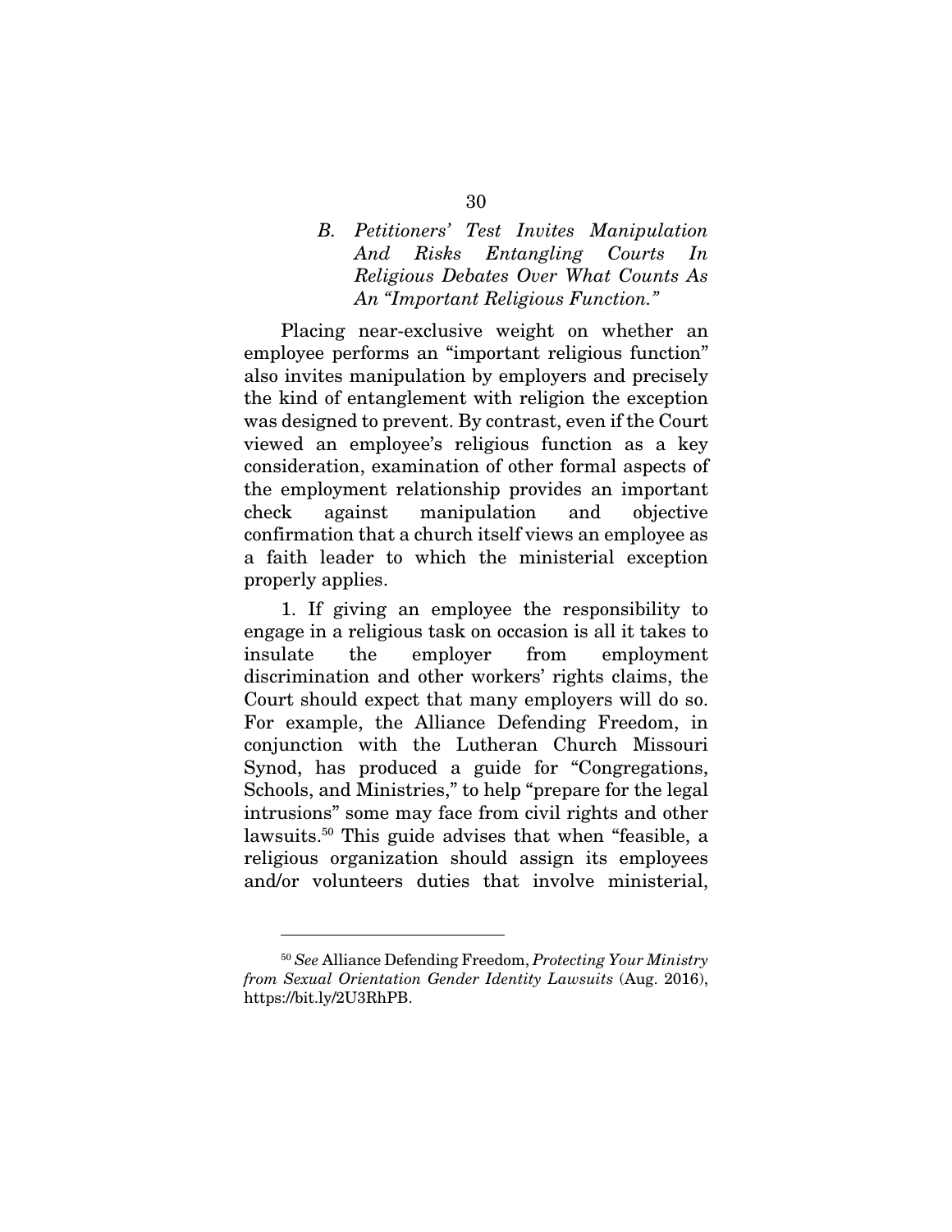### *B. Petitioners' Test Invites Manipulation And Risks Entangling Courts In Religious Debates Over What Counts As An "Important Religious Function."*

Placing near-exclusive weight on whether an employee performs an "important religious function" also invites manipulation by employers and precisely the kind of entanglement with religion the exception was designed to prevent. By contrast, even if the Court viewed an employee's religious function as a key consideration, examination of other formal aspects of the employment relationship provides an important check against manipulation and objective confirmation that a church itself views an employee as a faith leader to which the ministerial exception properly applies.

1. If giving an employee the responsibility to engage in a religious task on occasion is all it takes to insulate the employer from employment discrimination and other workers' rights claims, the Court should expect that many employers will do so. For example, the Alliance Defending Freedom, in conjunction with the Lutheran Church Missouri Synod, has produced a guide for "Congregations, Schools, and Ministries," to help "prepare for the legal intrusions" some may face from civil rights and other lawsuits.[50] This guide advises that when "feasible, a religious organization should assign its employees and/or volunteers duties that involve ministerial,

---

[50] *See* Alliance Defending Freedom, *Protecting Your Ministry from Sexual Orientation Gender Identity Lawsuits* (Aug. 2016), https://bit.ly/2U3RhPB.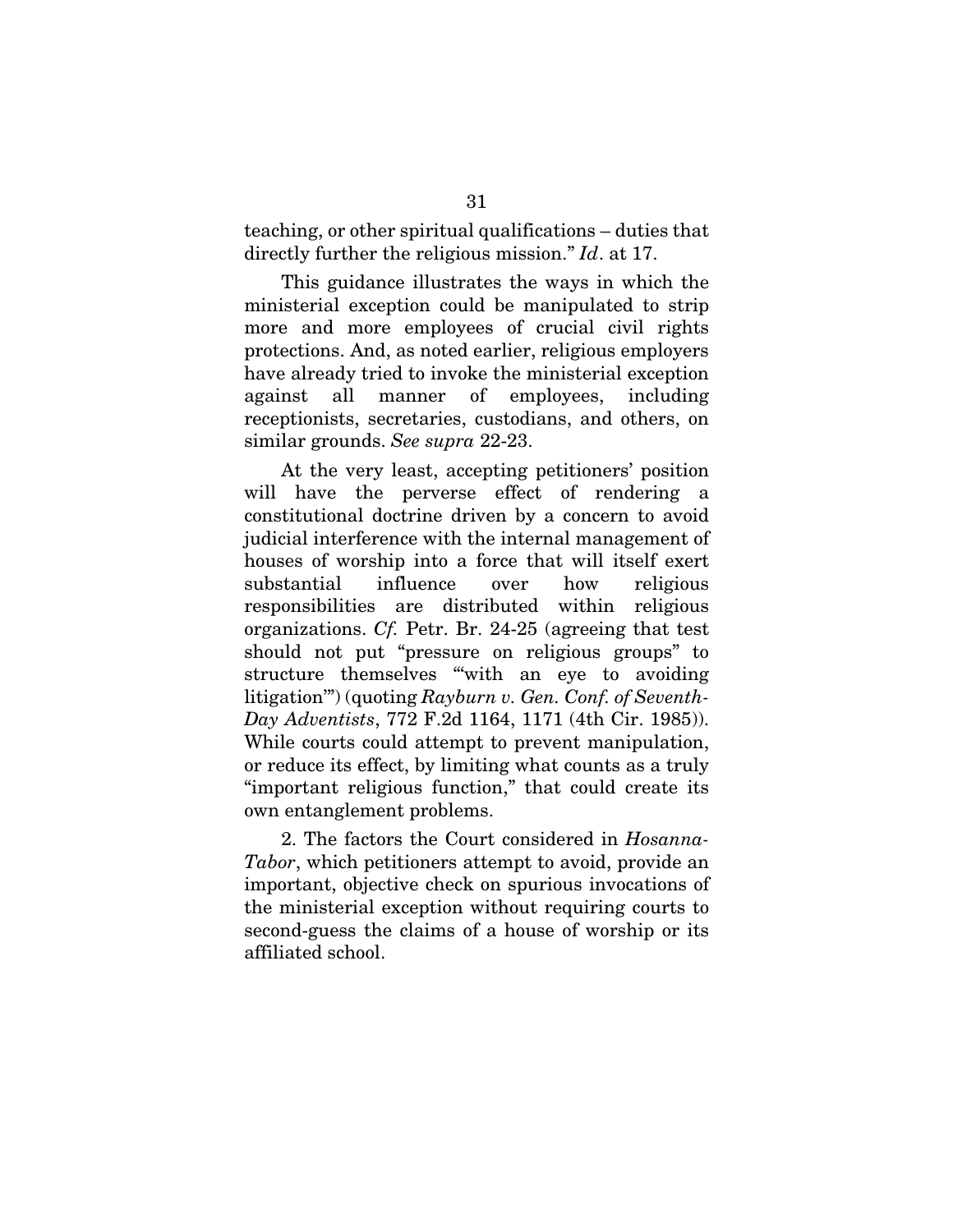teaching, or other spiritual qualifications – duties that directly further the religious mission." *Id*. at 17.

This guidance illustrates the ways in which the ministerial exception could be manipulated to strip more and more employees of crucial civil rights protections. And, as noted earlier, religious employers have already tried to invoke the ministerial exception against all manner of employees, including receptionists, secretaries, custodians, and others, on similar grounds. *See supra* 22-23.

At the very least, accepting petitioners' position will have the perverse effect of rendering a constitutional doctrine driven by a concern to avoid judicial interference with the internal management of houses of worship into a force that will itself exert substantial influence over how religious responsibilities are distributed within religious organizations. *Cf.* Petr. Br. 24-25 (agreeing that test should not put "pressure on religious groups" to structure themselves "'with an eye to avoiding litigation'") (quoting *Rayburn v. Gen. Conf. of Seventh-Day Adventists*, 772 F.2d 1164, 1171 (4th Cir. 1985)). While courts could attempt to prevent manipulation, or reduce its effect, by limiting what counts as a truly "important religious function," that could create its own entanglement problems.

2. The factors the Court considered in *Hosanna-Tabor*, which petitioners attempt to avoid, provide an important, objective check on spurious invocations of the ministerial exception without requiring courts to second-guess the claims of a house of worship or its affiliated school.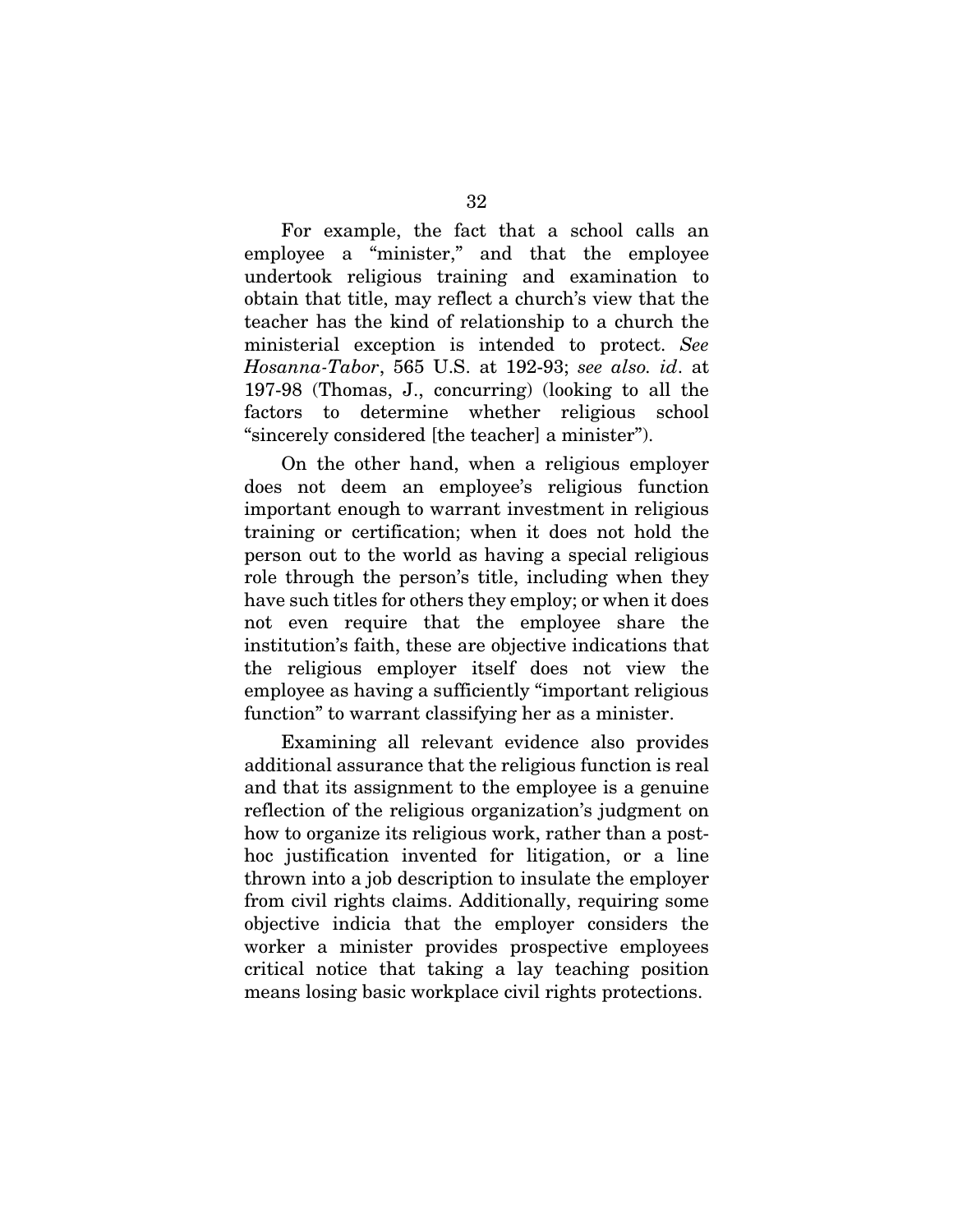For example, the fact that a school calls an employee a "minister," and that the employee undertook religious training and examination to obtain that title, may reflect a church's view that the teacher has the kind of relationship to a church the ministerial exception is intended to protect. *See Hosanna-Tabor*, 565 U.S. at 192-93; *see also. id*. at 197-98 (Thomas, J., concurring) (looking to all the factors to determine whether religious school "sincerely considered [the teacher] a minister").

On the other hand, when a religious employer does not deem an employee's religious function important enough to warrant investment in religious training or certification; when it does not hold the person out to the world as having a special religious role through the person's title, including when they have such titles for others they employ; or when it does not even require that the employee share the institution's faith, these are objective indications that the religious employer itself does not view the employee as having a sufficiently "important religious function" to warrant classifying her as a minister.

Examining all relevant evidence also provides additional assurance that the religious function is real and that its assignment to the employee is a genuine reflection of the religious organization's judgment on how to organize its religious work, rather than a post-hoc justification invented for litigation, or a line thrown into a job description to insulate the employer from civil rights claims. Additionally, requiring some objective indicia that the employer considers the worker a minister provides prospective employees critical notice that taking a lay teaching position means losing basic workplace civil rights protections.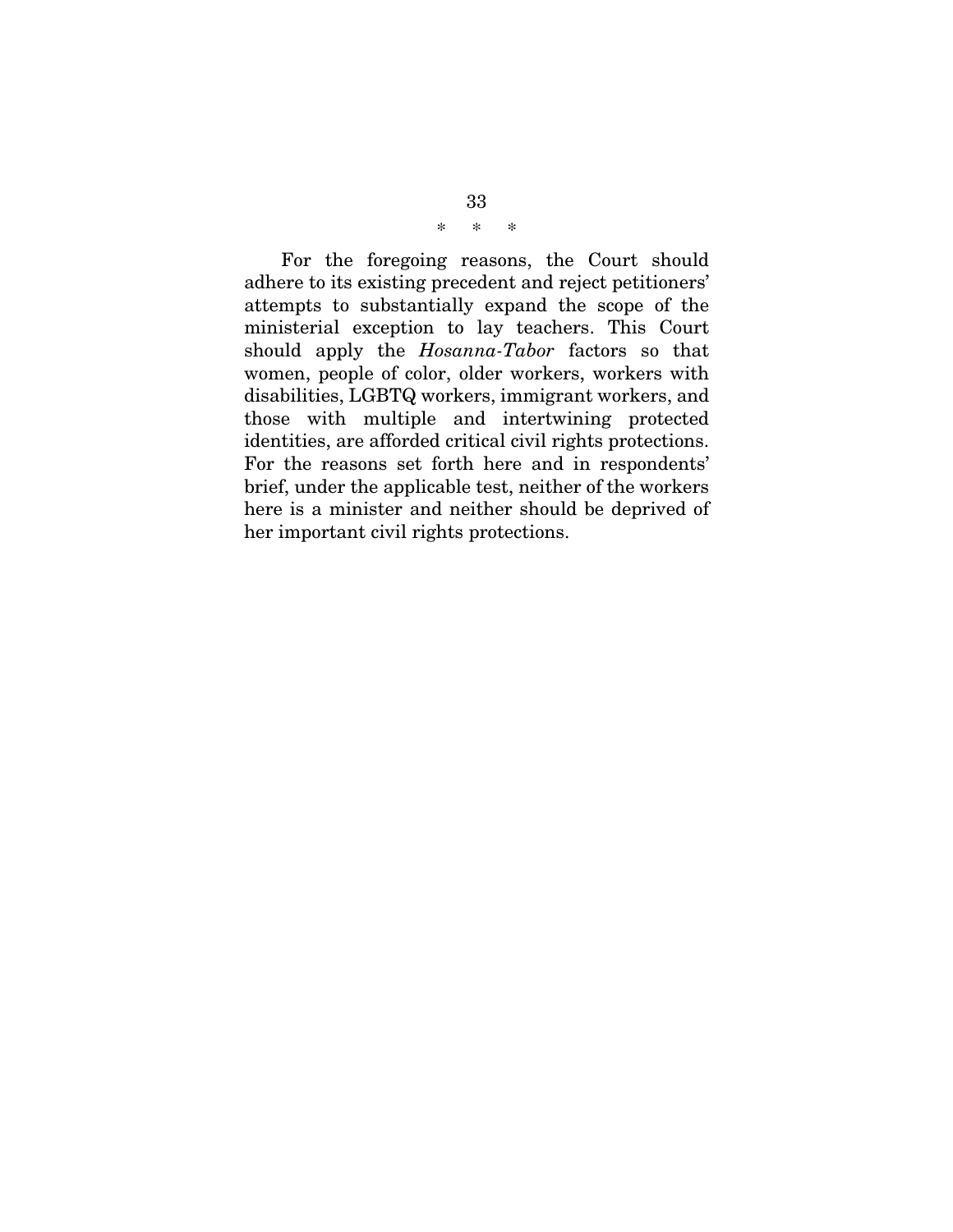\*  \*  \*

For the foregoing reasons, the Court should adhere to its existing precedent and reject petitioners' attempts to substantially expand the scope of the ministerial exception to lay teachers. This Court should apply the *Hosanna-Tabor* factors so that women, people of color, older workers, workers with disabilities, LGBTQ workers, immigrant workers, and those with multiple and intertwining protected identities, are afforded critical civil rights protections. For the reasons set forth here and in respondents' brief, under the applicable test, neither of the workers here is a minister and neither should be deprived of her important civil rights protections.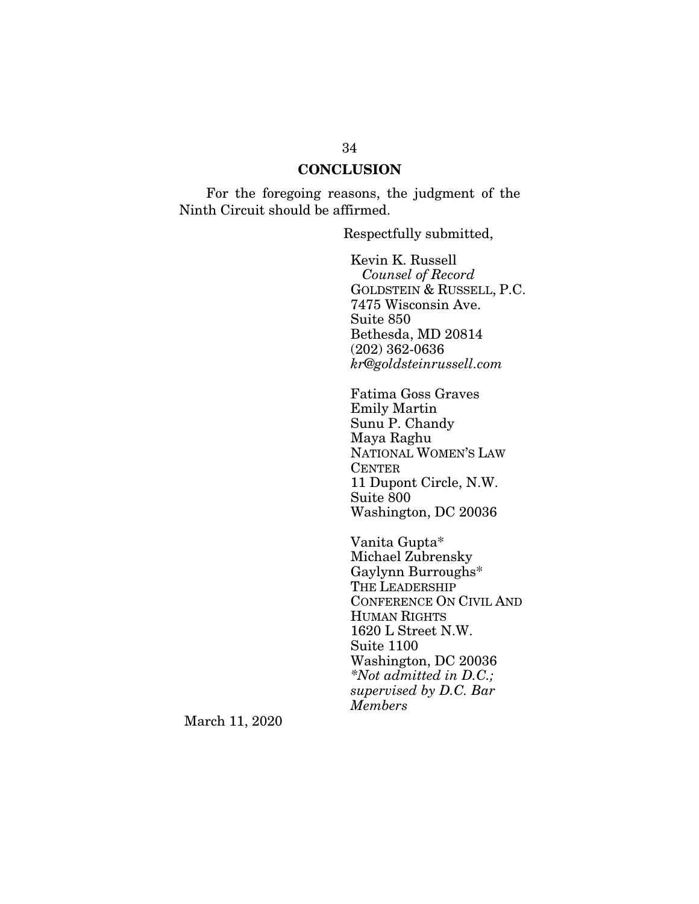## CONCLUSION

For the foregoing reasons, the judgment of the Ninth Circuit should be affirmed.

Respectfully submitted,

Kevin K. Russell
*Counsel of Record*
GOLDSTEIN & RUSSELL, P.C.
7475 Wisconsin Ave.
Suite 850
Bethesda, MD 20814
(202) 362-0636
*kr@goldsteinrussell.com*

Fatima Goss Graves
Emily Martin
Sunu P. Chandy
Maya Raghu
NATIONAL WOMEN'S LAW CENTER
11 Dupont Circle, N.W.
Suite 800
Washington, DC 20036

Vanita Gupta*
Michael Zubrensky
Gaylynn Burroughs*
THE LEADERSHIP CONFERENCE ON CIVIL AND HUMAN RIGHTS
1620 L Street N.W.
Suite 1100
Washington, DC 20036
*\*Not admitted in D.C.; supervised by D.C. Bar Members*

March 11, 2020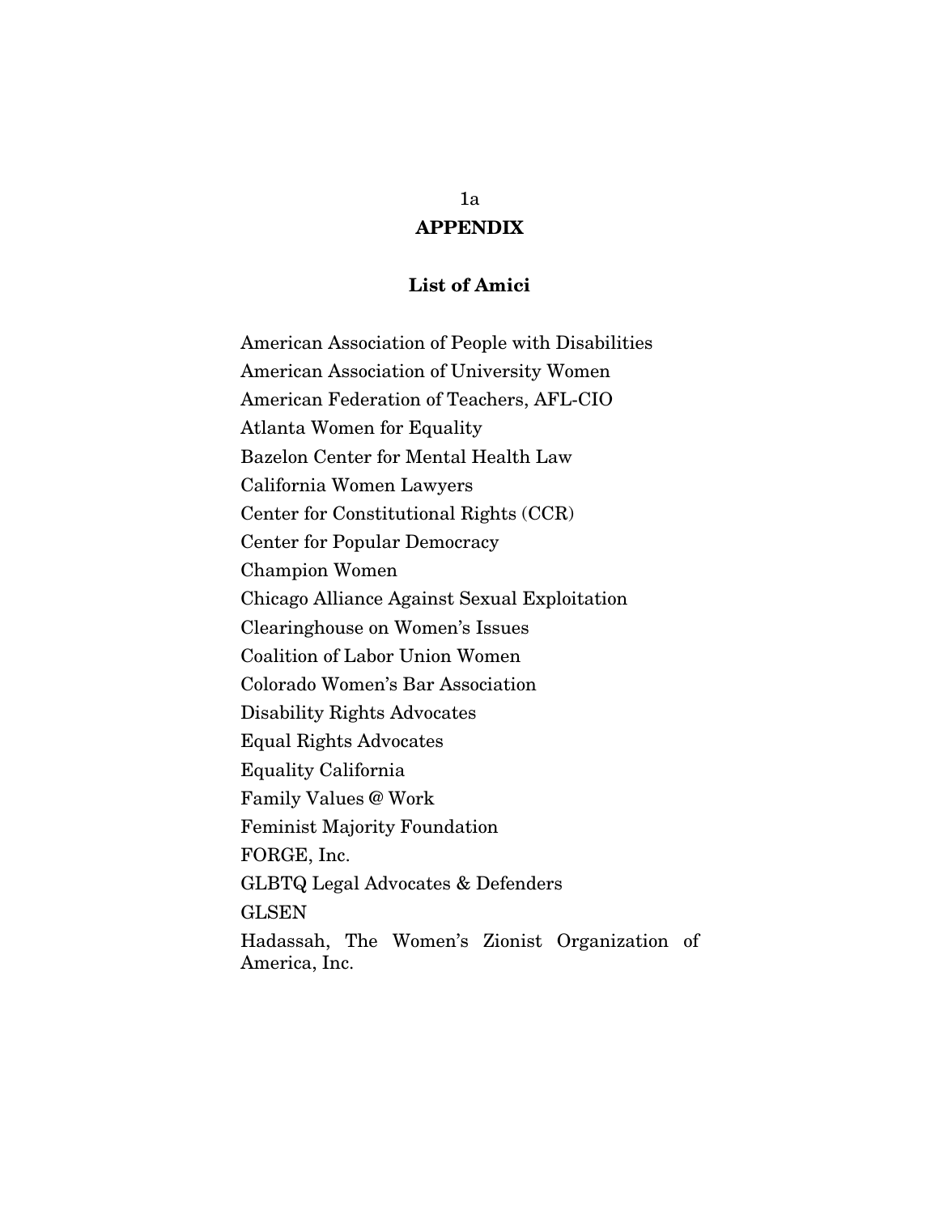## APPENDIX

### List of Amici

American Association of People with Disabilities

American Association of University Women

American Federation of Teachers, AFL-CIO

Atlanta Women for Equality

Bazelon Center for Mental Health Law

California Women Lawyers

Center for Constitutional Rights (CCR)

Center for Popular Democracy

Champion Women

Chicago Alliance Against Sexual Exploitation

Clearinghouse on Women's Issues

Coalition of Labor Union Women

Colorado Women's Bar Association

Disability Rights Advocates

Equal Rights Advocates

Equality California

Family Values @ Work

Feminist Majority Foundation

FORGE, Inc.

GLBTQ Legal Advocates & Defenders

GLSEN

Hadassah, The Women's Zionist Organization of America, Inc.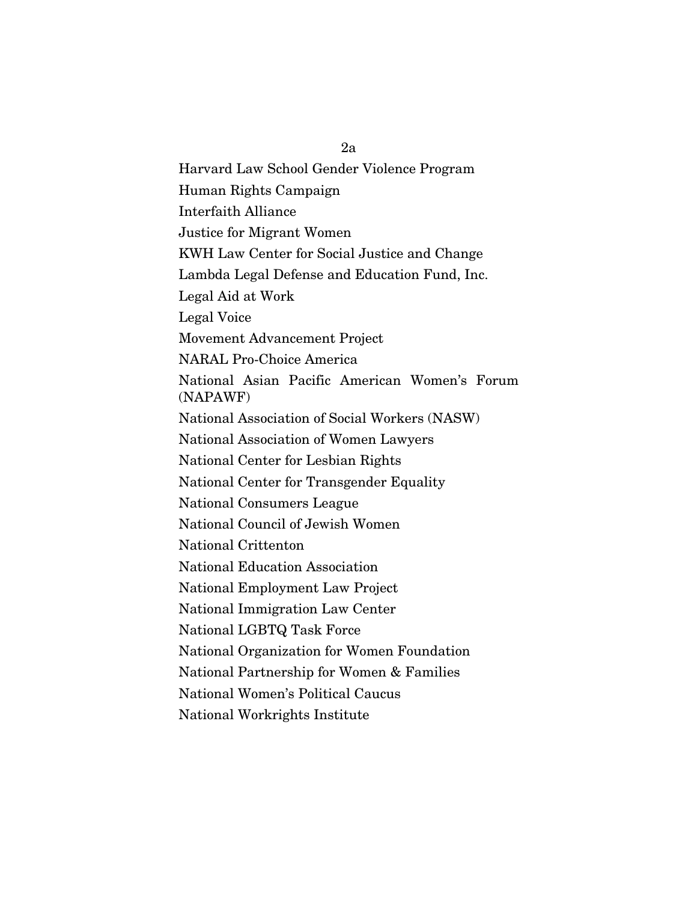Harvard Law School Gender Violence Program

Human Rights Campaign

Interfaith Alliance

Justice for Migrant Women

KWH Law Center for Social Justice and Change

Lambda Legal Defense and Education Fund, Inc.

Legal Aid at Work

Legal Voice

Movement Advancement Project

NARAL Pro-Choice America

National Asian Pacific American Women's Forum (NAPAWF)

National Association of Social Workers (NASW)

National Association of Women Lawyers

National Center for Lesbian Rights

National Center for Transgender Equality

National Consumers League

National Council of Jewish Women

National Crittenton

National Education Association

National Employment Law Project

National Immigration Law Center

National LGBTQ Task Force

National Organization for Women Foundation

National Partnership for Women & Families

National Women's Political Caucus

National Workrights Institute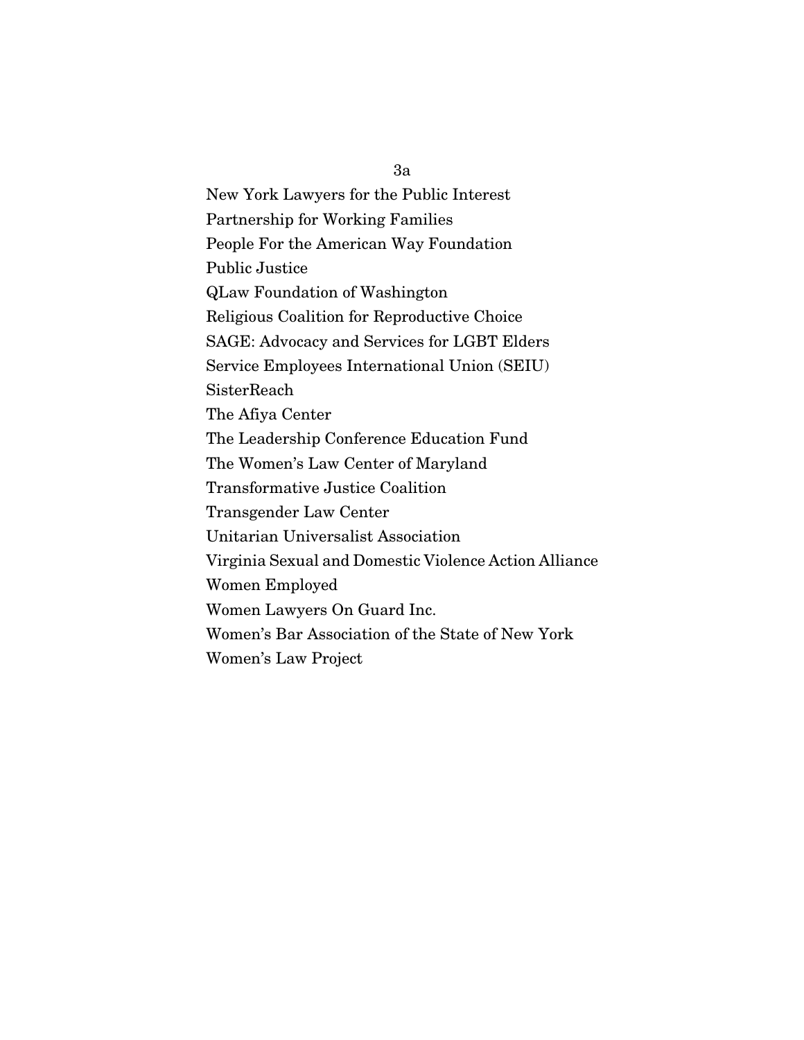New York Lawyers for the Public Interest

Partnership for Working Families

People For the American Way Foundation

Public Justice

QLaw Foundation of Washington

Religious Coalition for Reproductive Choice

SAGE: Advocacy and Services for LGBT Elders

Service Employees International Union (SEIU)

SisterReach

The Afiya Center

The Leadership Conference Education Fund

The Women's Law Center of Maryland

Transformative Justice Coalition

Transgender Law Center

Unitarian Universalist Association

Virginia Sexual and Domestic Violence Action Alliance

Women Employed

Women Lawyers On Guard Inc.

Women's Bar Association of the State of New York

Women's Law Project